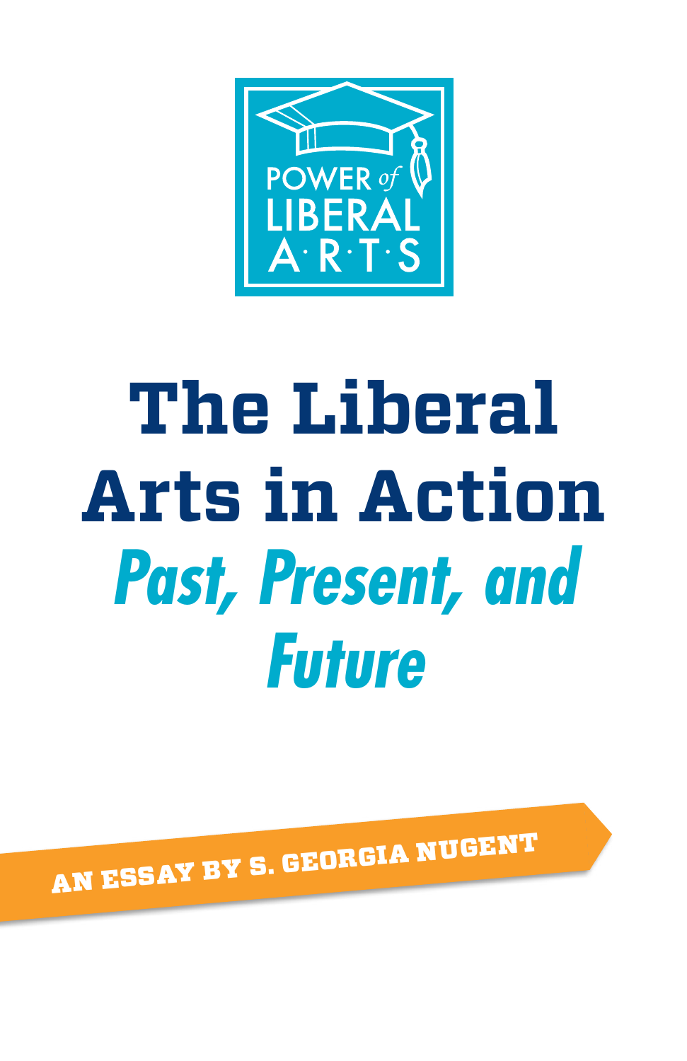POWER *of* LIBERAL A·R·T·S

# The Liberal Arts in Action

## *Past, Present, and Future*

**AN ESSAY BY S. GEORGIA NUGENT**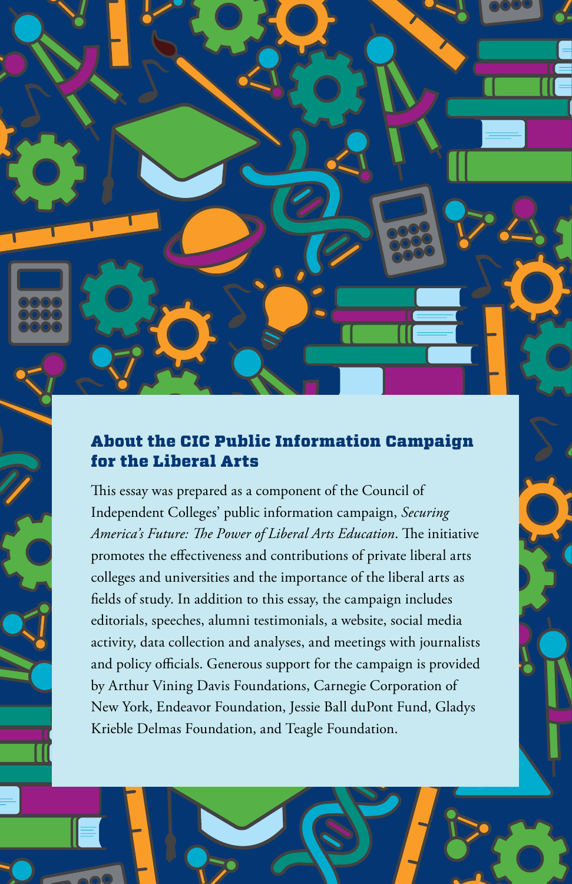## About the CIC Public Information Campaign for the Liberal Arts

This essay was prepared as a component of the Council of Independent Colleges' public information campaign, *Securing America's Future: The Power of Liberal Arts Education*. The initiative promotes the effectiveness and contributions of private liberal arts colleges and universities and the importance of the liberal arts as fields of study. In addition to this essay, the campaign includes editorials, speeches, alumni testimonials, a website, social media activity, data collection and analyses, and meetings with journalists and policy officials. Generous support for the campaign is provided by Arthur Vining Davis Foundations, Carnegie Corporation of New York, Endeavor Foundation, Jessie Ball duPont Fund, Gladys Krieble Delmas Foundation, and Teagle Foundation.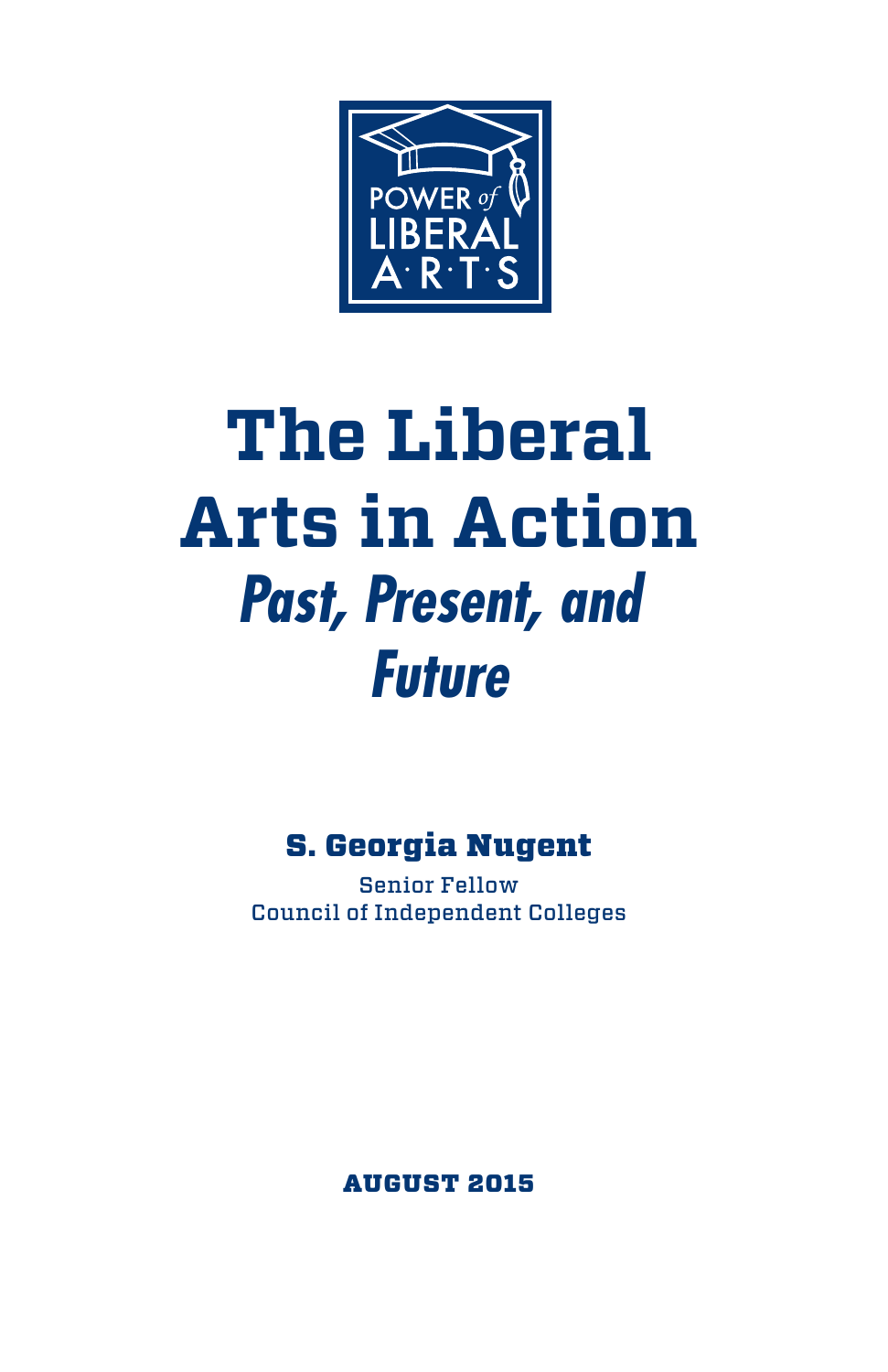POWER *of* LIBERAL A·R·T·S

# The Liberal Arts in Action

## *Past, Present, and Future*

**S. Georgia Nugent**

Senior Fellow
Council of Independent Colleges

**AUGUST 2015**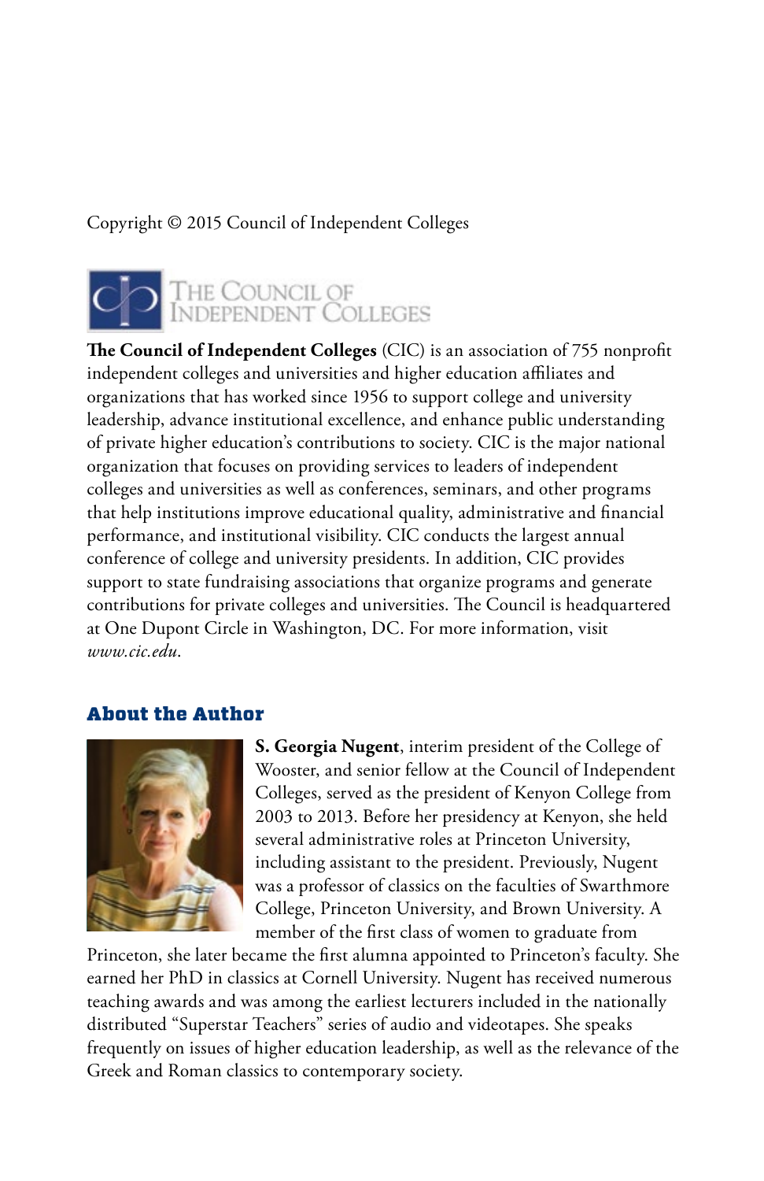Copyright © 2015 Council of Independent Colleges

THE COUNCIL OF INDEPENDENT COLLEGES

**The Council of Independent Colleges** (CIC) is an association of 755 nonprofit independent colleges and universities and higher education affiliates and organizations that has worked since 1956 to support college and university leadership, advance institutional excellence, and enhance public understanding of private higher education's contributions to society. CIC is the major national organization that focuses on providing services to leaders of independent colleges and universities as well as conferences, seminars, and other programs that help institutions improve educational quality, administrative and financial performance, and institutional visibility. CIC conducts the largest annual conference of college and university presidents. In addition, CIC provides support to state fundraising associations that organize programs and generate contributions for private colleges and universities. The Council is headquartered at One Dupont Circle in Washington, DC. For more information, visit *www.cic.edu*.

## About the Author

**S. Georgia Nugent**, interim president of the College of Wooster, and senior fellow at the Council of Independent Colleges, served as the president of Kenyon College from 2003 to 2013. Before her presidency at Kenyon, she held several administrative roles at Princeton University, including assistant to the president. Previously, Nugent was a professor of classics on the faculties of Swarthmore College, Princeton University, and Brown University. A member of the first class of women to graduate from Princeton, she later became the first alumna appointed to Princeton's faculty. She earned her PhD in classics at Cornell University. Nugent has received numerous teaching awards and was among the earliest lecturers included in the nationally distributed "Superstar Teachers" series of audio and videotapes. She speaks frequently on issues of higher education leadership, as well as the relevance of the Greek and Roman classics to contemporary society.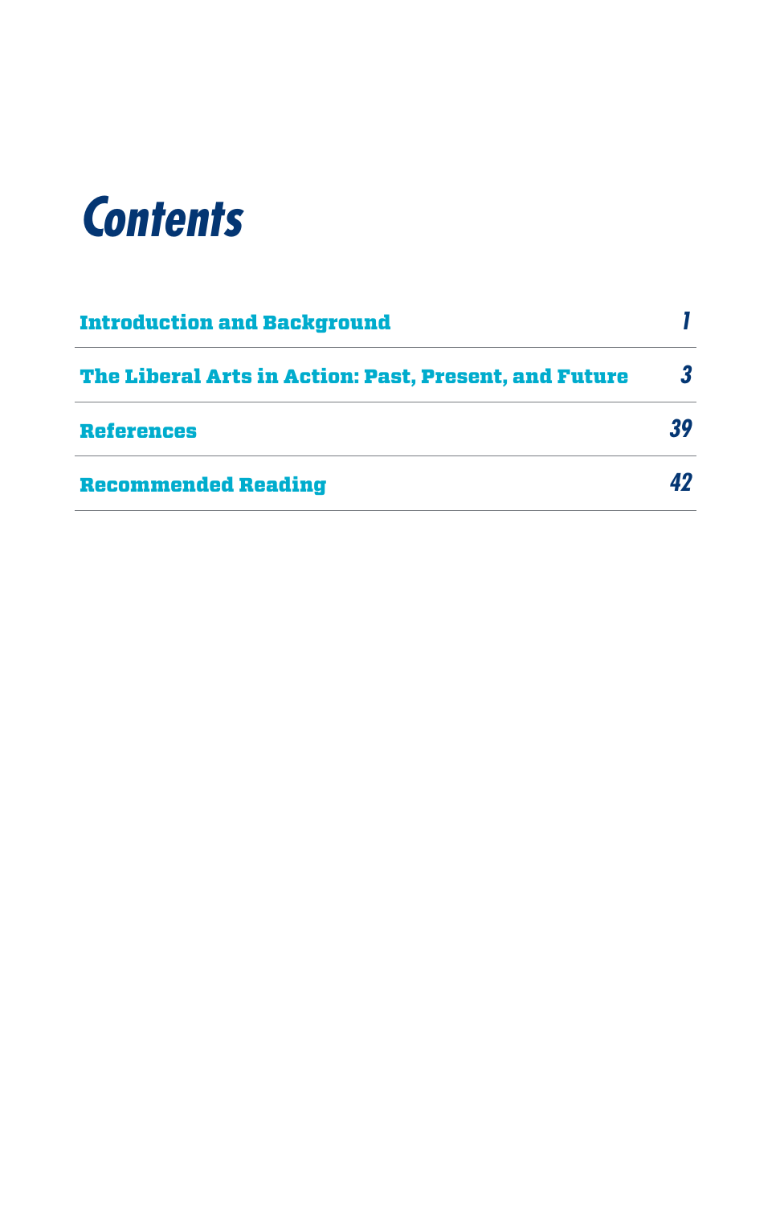# Contents

| | |
|---|---|
| Introduction and Background | 1 |
| The Liberal Arts in Action: Past, Present, and Future | 3 |
| References | 39 |
| Recommended Reading | 42 |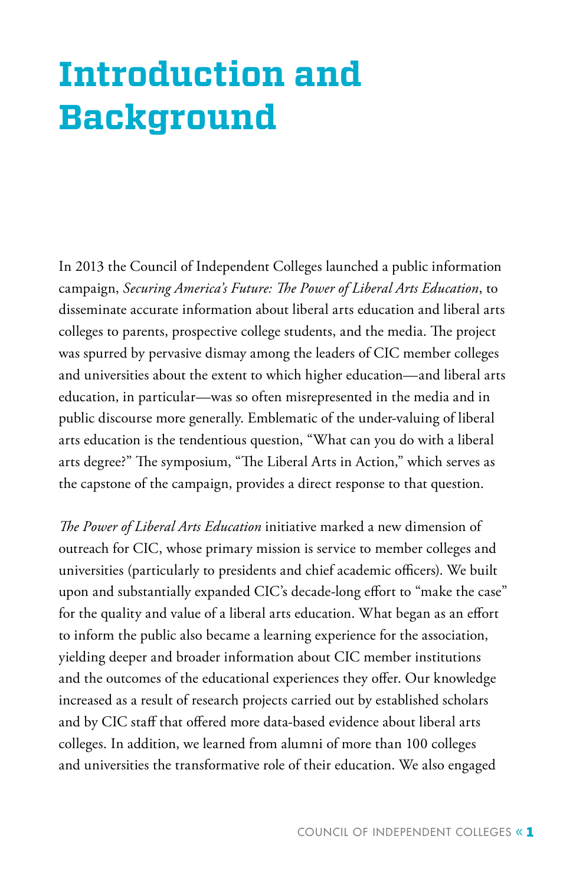# Introduction and Background

In 2013 the Council of Independent Colleges launched a public information campaign, *Securing America's Future: The Power of Liberal Arts Education*, to disseminate accurate information about liberal arts education and liberal arts colleges to parents, prospective college students, and the media. The project was spurred by pervasive dismay among the leaders of CIC member colleges and universities about the extent to which higher education—and liberal arts education, in particular—was so often misrepresented in the media and in public discourse more generally. Emblematic of the under-valuing of liberal arts education is the tendentious question, "What can you do with a liberal arts degree?" The symposium, "The Liberal Arts in Action," which serves as the capstone of the campaign, provides a direct response to that question.

*The Power of Liberal Arts Education* initiative marked a new dimension of outreach for CIC, whose primary mission is service to member colleges and universities (particularly to presidents and chief academic officers). We built upon and substantially expanded CIC's decade-long effort to "make the case" for the quality and value of a liberal arts education. What began as an effort to inform the public also became a learning experience for the association, yielding deeper and broader information about CIC member institutions and the outcomes of the educational experiences they offer. Our knowledge increased as a result of research projects carried out by established scholars and by CIC staff that offered more data-based evidence about liberal arts colleges. In addition, we learned from alumni of more than 100 colleges and universities the transformative role of their education. We also engaged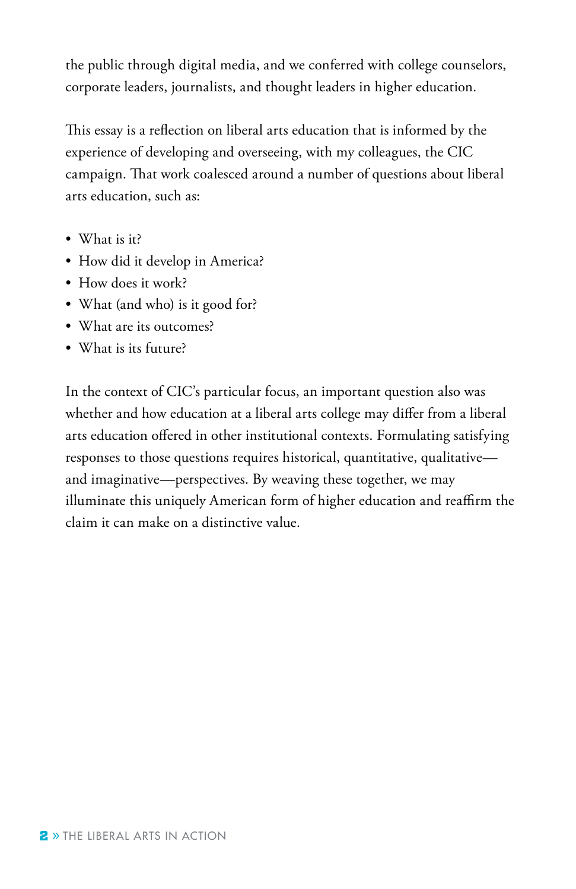the public through digital media, and we conferred with college counselors, corporate leaders, journalists, and thought leaders in higher education.

This essay is a reflection on liberal arts education that is informed by the experience of developing and overseeing, with my colleagues, the CIC campaign. That work coalesced around a number of questions about liberal arts education, such as:

- What is it?
- How did it develop in America?
- How does it work?
- What (and who) is it good for?
- What are its outcomes?
- What is its future?

In the context of CIC's particular focus, an important question also was whether and how education at a liberal arts college may differ from a liberal arts education offered in other institutional contexts. Formulating satisfying responses to those questions requires historical, quantitative, qualitative—and imaginative—perspectives. By weaving these together, we may illuminate this uniquely American form of higher education and reaffirm the claim it can make on a distinctive value.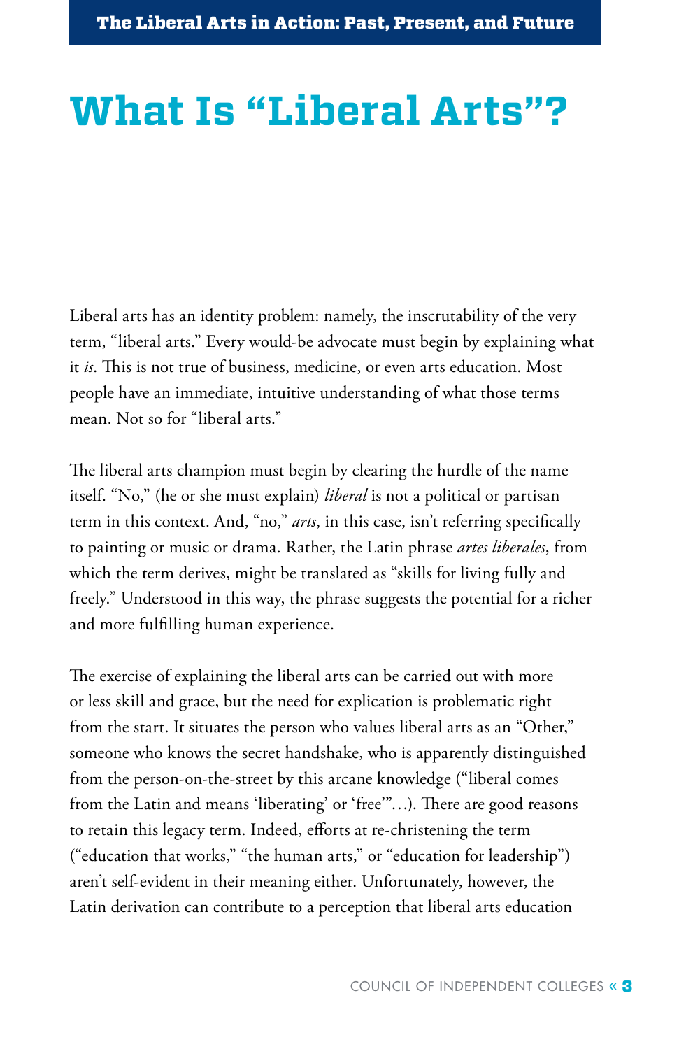# What Is "Liberal Arts"?

Liberal arts has an identity problem: namely, the inscrutability of the very term, "liberal arts." Every would-be advocate must begin by explaining what it *is*. This is not true of business, medicine, or even arts education. Most people have an immediate, intuitive understanding of what those terms mean. Not so for "liberal arts."

The liberal arts champion must begin by clearing the hurdle of the name itself. "No," (he or she must explain) *liberal* is not a political or partisan term in this context. And, "no," *arts*, in this case, isn't referring specifically to painting or music or drama. Rather, the Latin phrase *artes liberales*, from which the term derives, might be translated as "skills for living fully and freely." Understood in this way, the phrase suggests the potential for a richer and more fulfilling human experience.

The exercise of explaining the liberal arts can be carried out with more or less skill and grace, but the need for explication is problematic right from the start. It situates the person who values liberal arts as an "Other," someone who knows the secret handshake, who is apparently distinguished from the person-on-the-street by this arcane knowledge ("liberal comes from the Latin and means 'liberating' or 'free'"…). There are good reasons to retain this legacy term. Indeed, efforts at re-christening the term ("education that works," "the human arts," or "education for leadership") aren't self-evident in their meaning either. Unfortunately, however, the Latin derivation can contribute to a perception that liberal arts education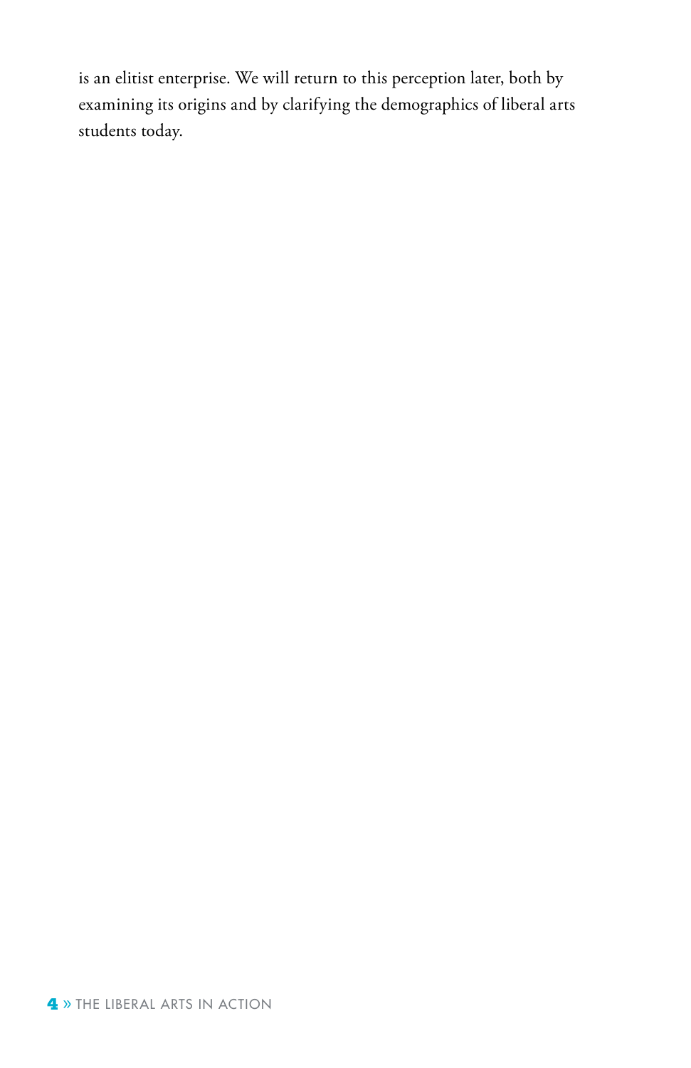is an elitist enterprise. We will return to this perception later, both by examining its origins and by clarifying the demographics of liberal arts students today.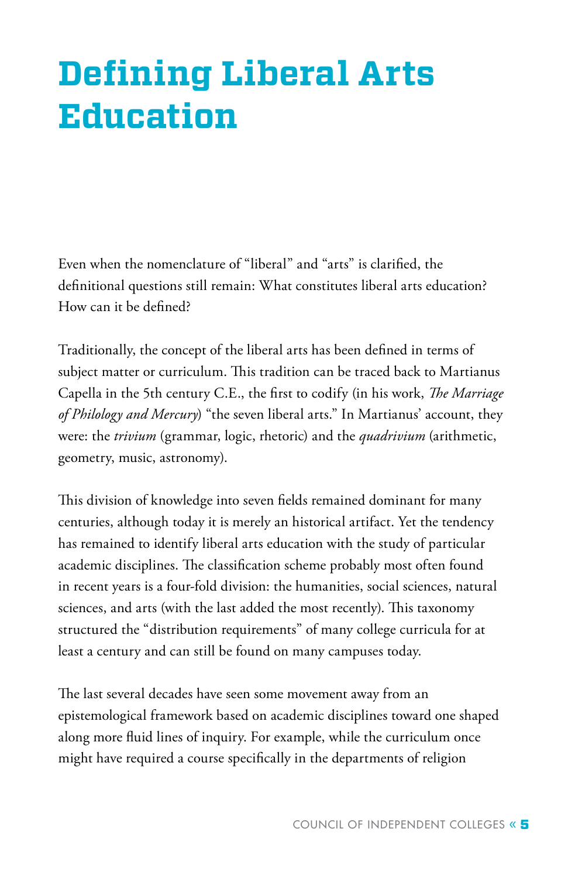# Defining Liberal Arts Education

Even when the nomenclature of "liberal" and "arts" is clarified, the definitional questions still remain: What constitutes liberal arts education? How can it be defined?

Traditionally, the concept of the liberal arts has been defined in terms of subject matter or curriculum. This tradition can be traced back to Martianus Capella in the 5th century C.E., the first to codify (in his work, *The Marriage of Philology and Mercury*) "the seven liberal arts." In Martianus' account, they were: the *trivium* (grammar, logic, rhetoric) and the *quadrivium* (arithmetic, geometry, music, astronomy).

This division of knowledge into seven fields remained dominant for many centuries, although today it is merely an historical artifact. Yet the tendency has remained to identify liberal arts education with the study of particular academic disciplines. The classification scheme probably most often found in recent years is a four-fold division: the humanities, social sciences, natural sciences, and arts (with the last added the most recently). This taxonomy structured the "distribution requirements" of many college curricula for at least a century and can still be found on many campuses today.

The last several decades have seen some movement away from an epistemological framework based on academic disciplines toward one shaped along more fluid lines of inquiry. For example, while the curriculum once might have required a course specifically in the departments of religion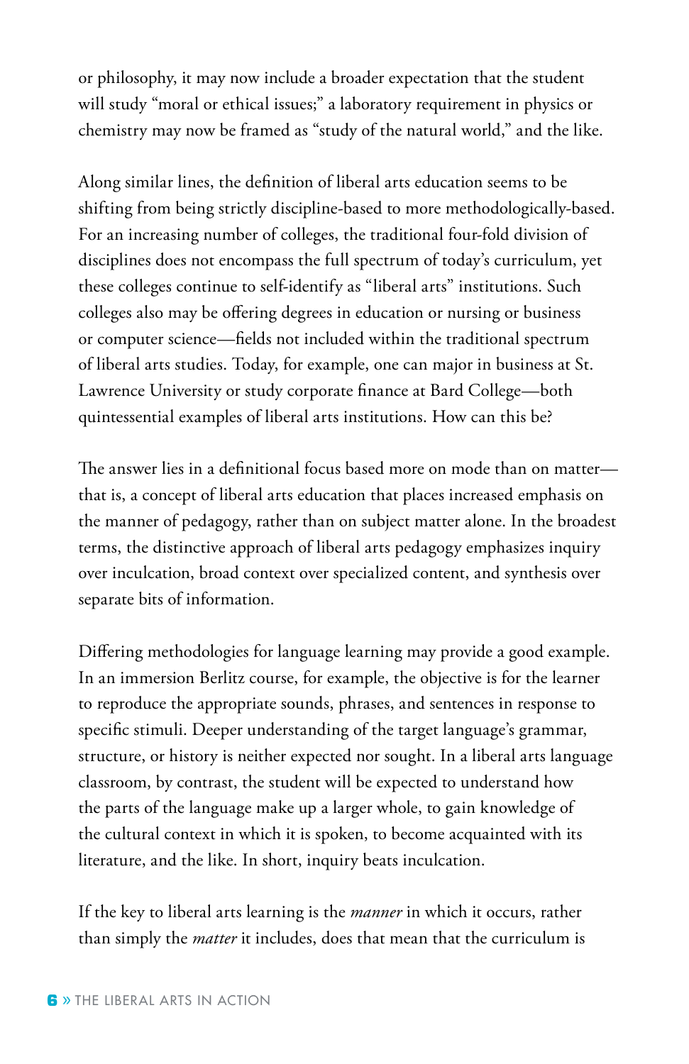or philosophy, it may now include a broader expectation that the student will study "moral or ethical issues;" a laboratory requirement in physics or chemistry may now be framed as "study of the natural world," and the like.

Along similar lines, the definition of liberal arts education seems to be shifting from being strictly discipline-based to more methodologically-based. For an increasing number of colleges, the traditional four-fold division of disciplines does not encompass the full spectrum of today's curriculum, yet these colleges continue to self-identify as "liberal arts" institutions. Such colleges also may be offering degrees in education or nursing or business or computer science—fields not included within the traditional spectrum of liberal arts studies. Today, for example, one can major in business at St. Lawrence University or study corporate finance at Bard College—both quintessential examples of liberal arts institutions. How can this be?

The answer lies in a definitional focus based more on mode than on matter—that is, a concept of liberal arts education that places increased emphasis on the manner of pedagogy, rather than on subject matter alone. In the broadest terms, the distinctive approach of liberal arts pedagogy emphasizes inquiry over inculcation, broad context over specialized content, and synthesis over separate bits of information.

Differing methodologies for language learning may provide a good example. In an immersion Berlitz course, for example, the objective is for the learner to reproduce the appropriate sounds, phrases, and sentences in response to specific stimuli. Deeper understanding of the target language's grammar, structure, or history is neither expected nor sought. In a liberal arts language classroom, by contrast, the student will be expected to understand how the parts of the language make up a larger whole, to gain knowledge of the cultural context in which it is spoken, to become acquainted with its literature, and the like. In short, inquiry beats inculcation.

If the key to liberal arts learning is the *manner* in which it occurs, rather than simply the *matter* it includes, does that mean that the curriculum is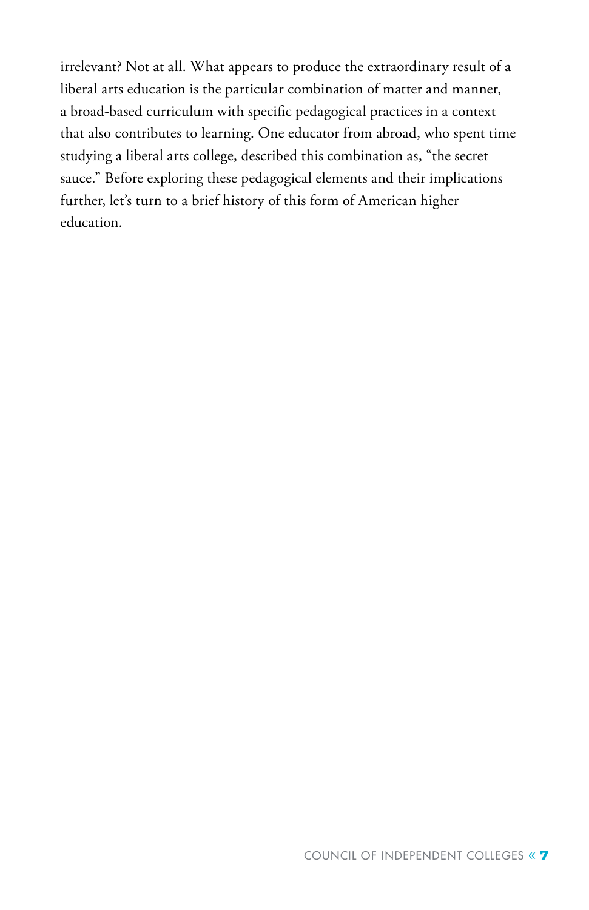irrelevant? Not at all. What appears to produce the extraordinary result of a liberal arts education is the particular combination of matter and manner, a broad-based curriculum with specific pedagogical practices in a context that also contributes to learning. One educator from abroad, who spent time studying a liberal arts college, described this combination as, "the secret sauce." Before exploring these pedagogical elements and their implications further, let's turn to a brief history of this form of American higher education.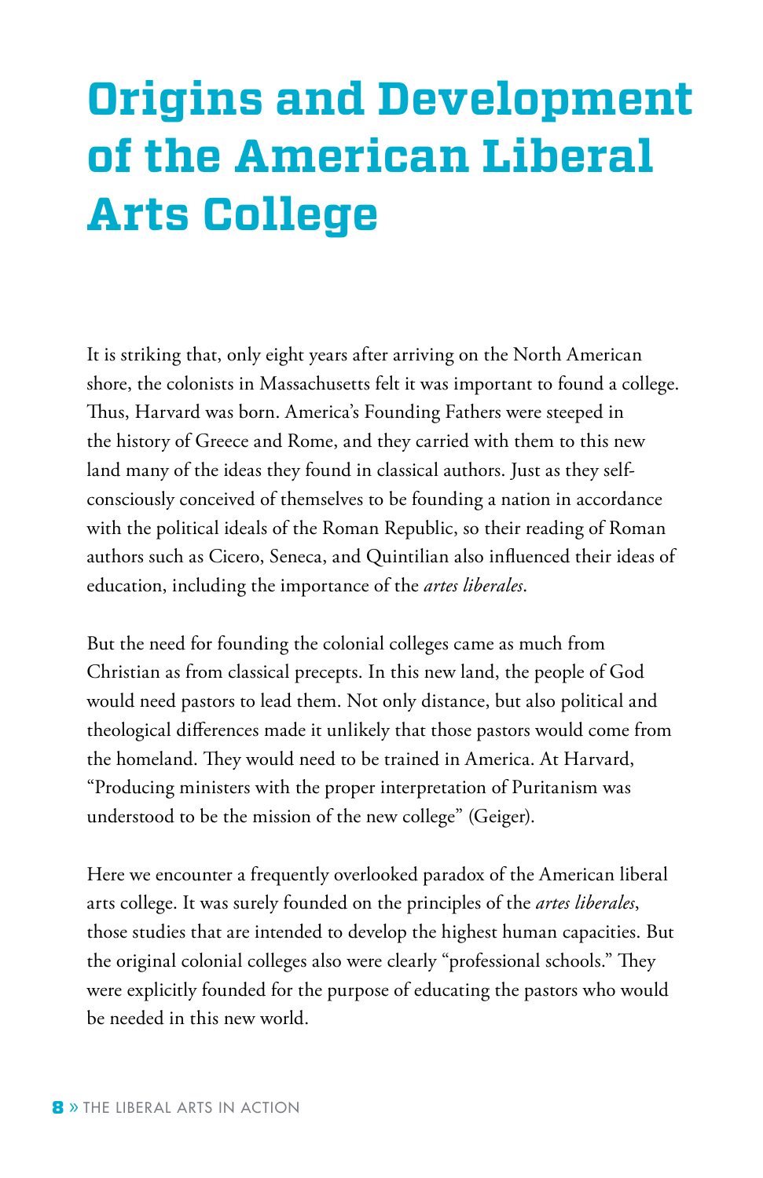# Origins and Development of the American Liberal Arts College

It is striking that, only eight years after arriving on the North American shore, the colonists in Massachusetts felt it was important to found a college. Thus, Harvard was born. America's Founding Fathers were steeped in the history of Greece and Rome, and they carried with them to this new land many of the ideas they found in classical authors. Just as they self-consciously conceived of themselves to be founding a nation in accordance with the political ideals of the Roman Republic, so their reading of Roman authors such as Cicero, Seneca, and Quintilian also influenced their ideas of education, including the importance of the *artes liberales*.

But the need for founding the colonial colleges came as much from Christian as from classical precepts. In this new land, the people of God would need pastors to lead them. Not only distance, but also political and theological differences made it unlikely that those pastors would come from the homeland. They would need to be trained in America. At Harvard, "Producing ministers with the proper interpretation of Puritanism was understood to be the mission of the new college" (Geiger).

Here we encounter a frequently overlooked paradox of the American liberal arts college. It was surely founded on the principles of the *artes liberales*, those studies that are intended to develop the highest human capacities. But the original colonial colleges also were clearly "professional schools." They were explicitly founded for the purpose of educating the pastors who would be needed in this new world.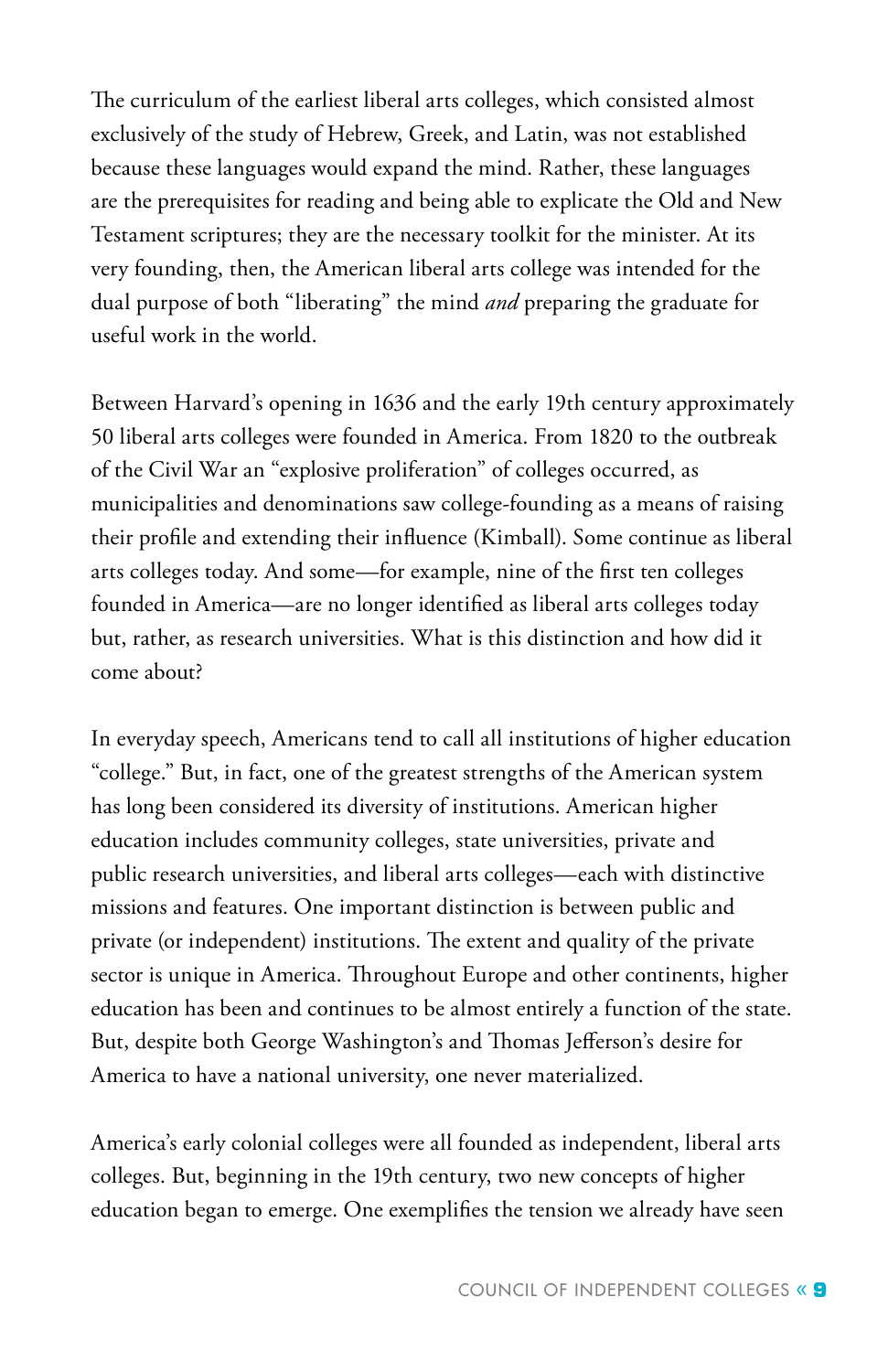The curriculum of the earliest liberal arts colleges, which consisted almost exclusively of the study of Hebrew, Greek, and Latin, was not established because these languages would expand the mind. Rather, these languages are the prerequisites for reading and being able to explicate the Old and New Testament scriptures; they are the necessary toolkit for the minister. At its very founding, then, the American liberal arts college was intended for the dual purpose of both "liberating" the mind *and* preparing the graduate for useful work in the world.

Between Harvard's opening in 1636 and the early 19th century approximately 50 liberal arts colleges were founded in America. From 1820 to the outbreak of the Civil War an "explosive proliferation" of colleges occurred, as municipalities and denominations saw college-founding as a means of raising their profile and extending their influence (Kimball). Some continue as liberal arts colleges today. And some—for example, nine of the first ten colleges founded in America—are no longer identified as liberal arts colleges today but, rather, as research universities. What is this distinction and how did it come about?

In everyday speech, Americans tend to call all institutions of higher education "college." But, in fact, one of the greatest strengths of the American system has long been considered its diversity of institutions. American higher education includes community colleges, state universities, private and public research universities, and liberal arts colleges—each with distinctive missions and features. One important distinction is between public and private (or independent) institutions. The extent and quality of the private sector is unique in America. Throughout Europe and other continents, higher education has been and continues to be almost entirely a function of the state. But, despite both George Washington's and Thomas Jefferson's desire for America to have a national university, one never materialized.

America's early colonial colleges were all founded as independent, liberal arts colleges. But, beginning in the 19th century, two new concepts of higher education began to emerge. One exemplifies the tension we already have seen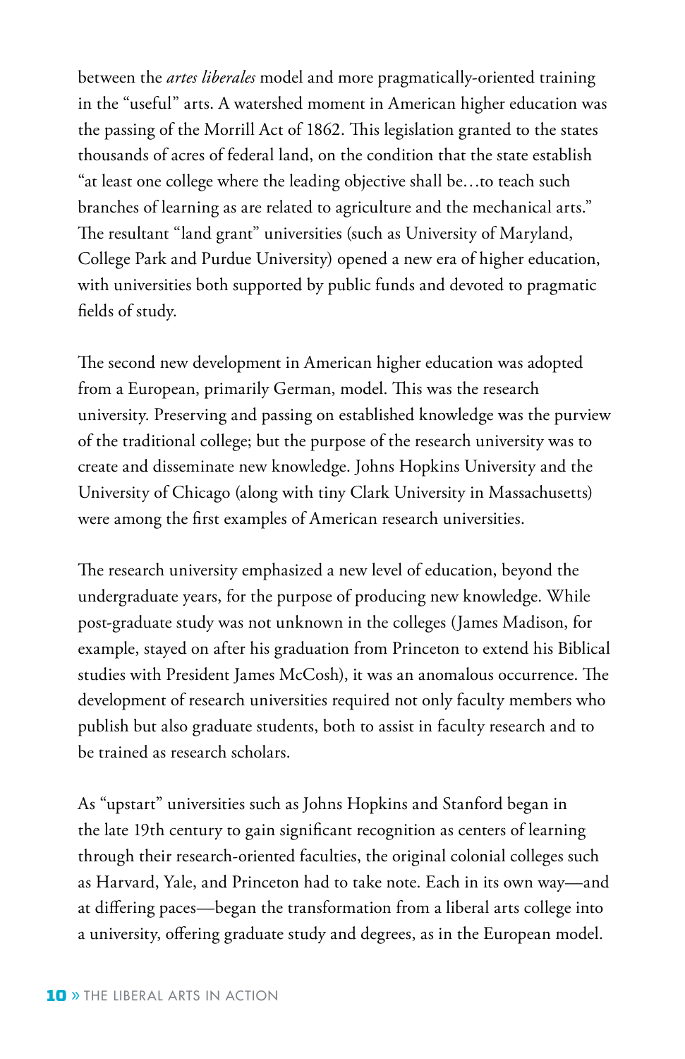between the *artes liberales* model and more pragmatically-oriented training in the "useful" arts. A watershed moment in American higher education was the passing of the Morrill Act of 1862. This legislation granted to the states thousands of acres of federal land, on the condition that the state establish "at least one college where the leading objective shall be…to teach such branches of learning as are related to agriculture and the mechanical arts." The resultant "land grant" universities (such as University of Maryland, College Park and Purdue University) opened a new era of higher education, with universities both supported by public funds and devoted to pragmatic fields of study.

The second new development in American higher education was adopted from a European, primarily German, model. This was the research university. Preserving and passing on established knowledge was the purview of the traditional college; but the purpose of the research university was to create and disseminate new knowledge. Johns Hopkins University and the University of Chicago (along with tiny Clark University in Massachusetts) were among the first examples of American research universities.

The research university emphasized a new level of education, beyond the undergraduate years, for the purpose of producing new knowledge. While post-graduate study was not unknown in the colleges (James Madison, for example, stayed on after his graduation from Princeton to extend his Biblical studies with President James McCosh), it was an anomalous occurrence. The development of research universities required not only faculty members who publish but also graduate students, both to assist in faculty research and to be trained as research scholars.

As "upstart" universities such as Johns Hopkins and Stanford began in the late 19th century to gain significant recognition as centers of learning through their research-oriented faculties, the original colonial colleges such as Harvard, Yale, and Princeton had to take note. Each in its own way—and at differing paces—began the transformation from a liberal arts college into a university, offering graduate study and degrees, as in the European model.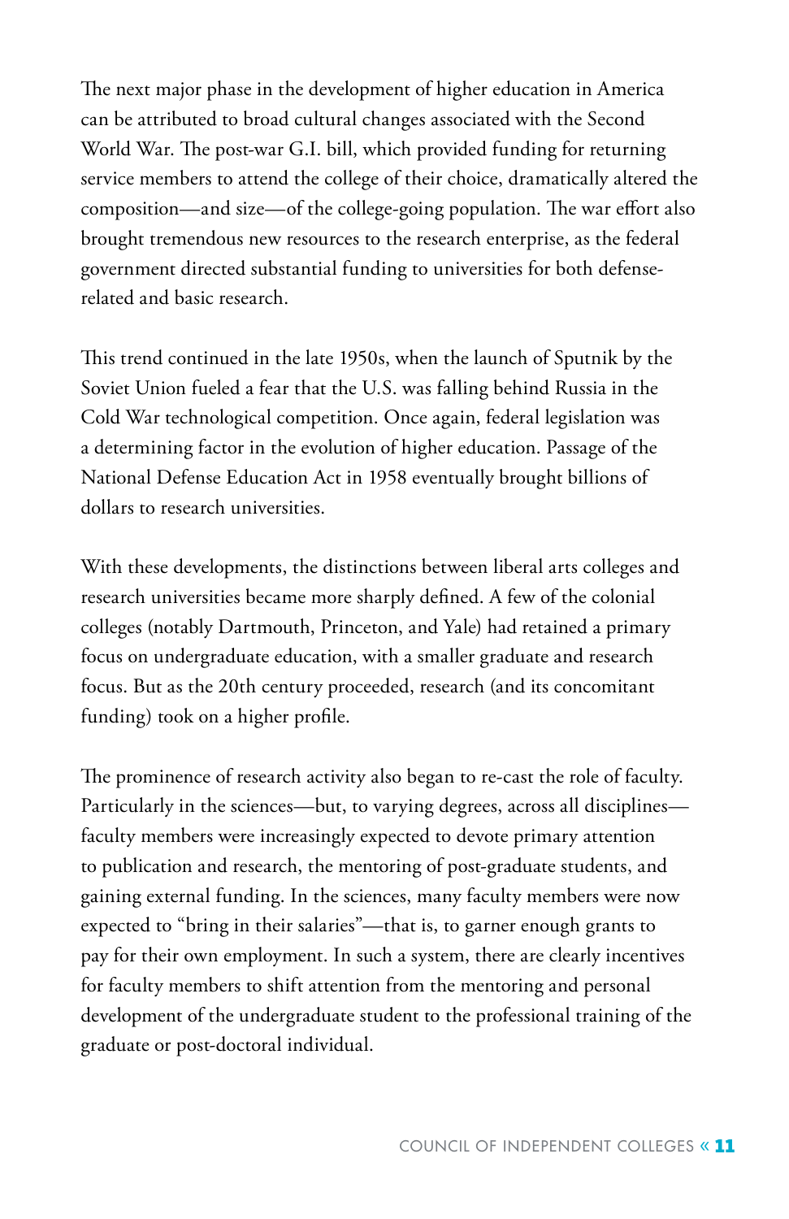The next major phase in the development of higher education in America can be attributed to broad cultural changes associated with the Second World War. The post-war G.I. bill, which provided funding for returning service members to attend the college of their choice, dramatically altered the composition—and size—of the college-going population. The war effort also brought tremendous new resources to the research enterprise, as the federal government directed substantial funding to universities for both defense-related and basic research.

This trend continued in the late 1950s, when the launch of Sputnik by the Soviet Union fueled a fear that the U.S. was falling behind Russia in the Cold War technological competition. Once again, federal legislation was a determining factor in the evolution of higher education. Passage of the National Defense Education Act in 1958 eventually brought billions of dollars to research universities.

With these developments, the distinctions between liberal arts colleges and research universities became more sharply defined. A few of the colonial colleges (notably Dartmouth, Princeton, and Yale) had retained a primary focus on undergraduate education, with a smaller graduate and research focus. But as the 20th century proceeded, research (and its concomitant funding) took on a higher profile.

The prominence of research activity also began to re-cast the role of faculty. Particularly in the sciences—but, to varying degrees, across all disciplines—faculty members were increasingly expected to devote primary attention to publication and research, the mentoring of post-graduate students, and gaining external funding. In the sciences, many faculty members were now expected to "bring in their salaries"—that is, to garner enough grants to pay for their own employment. In such a system, there are clearly incentives for faculty members to shift attention from the mentoring and personal development of the undergraduate student to the professional training of the graduate or post-doctoral individual.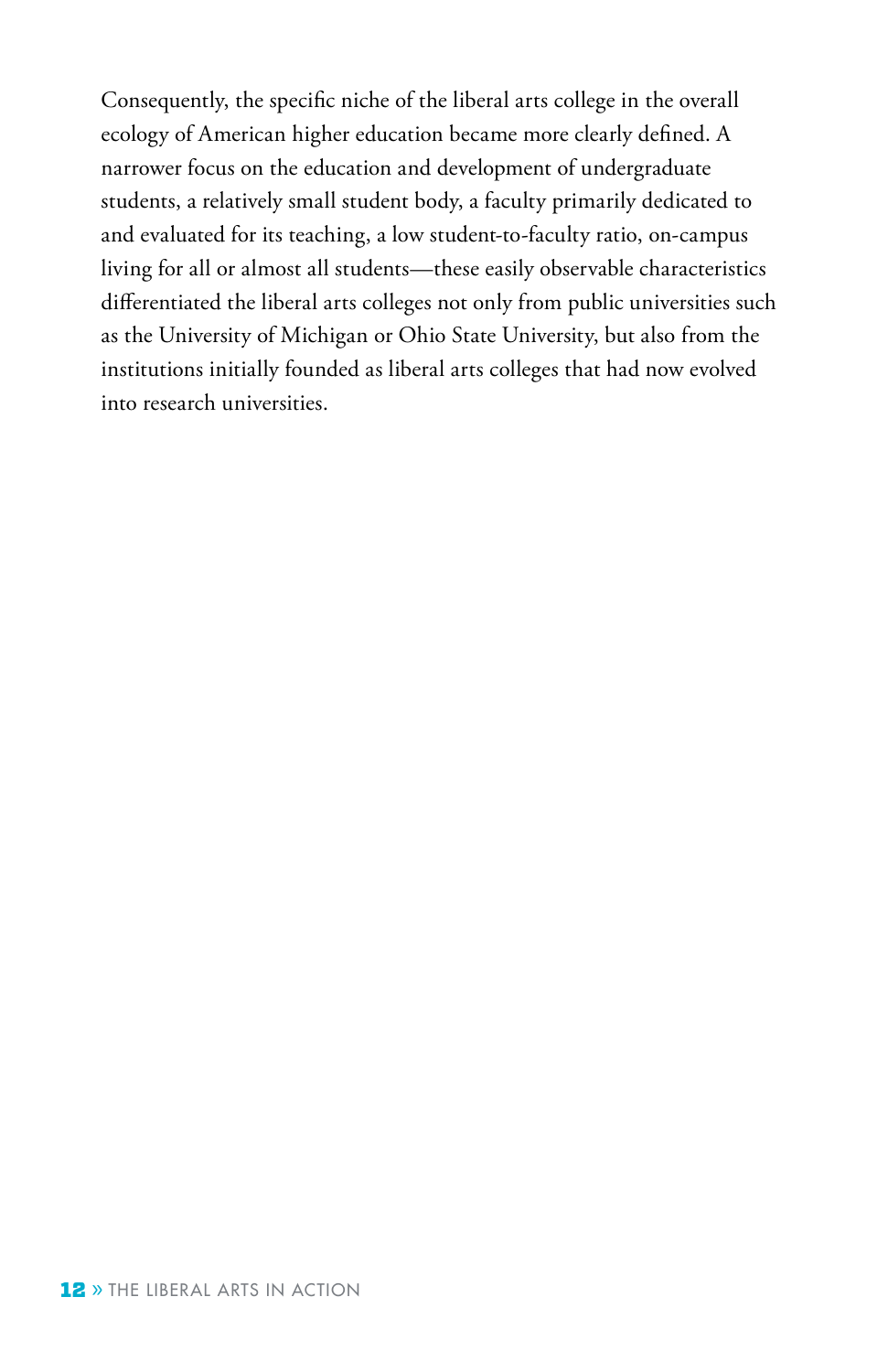Consequently, the specific niche of the liberal arts college in the overall ecology of American higher education became more clearly defined. A narrower focus on the education and development of undergraduate students, a relatively small student body, a faculty primarily dedicated to and evaluated for its teaching, a low student-to-faculty ratio, on-campus living for all or almost all students—these easily observable characteristics differentiated the liberal arts colleges not only from public universities such as the University of Michigan or Ohio State University, but also from the institutions initially founded as liberal arts colleges that had now evolved into research universities.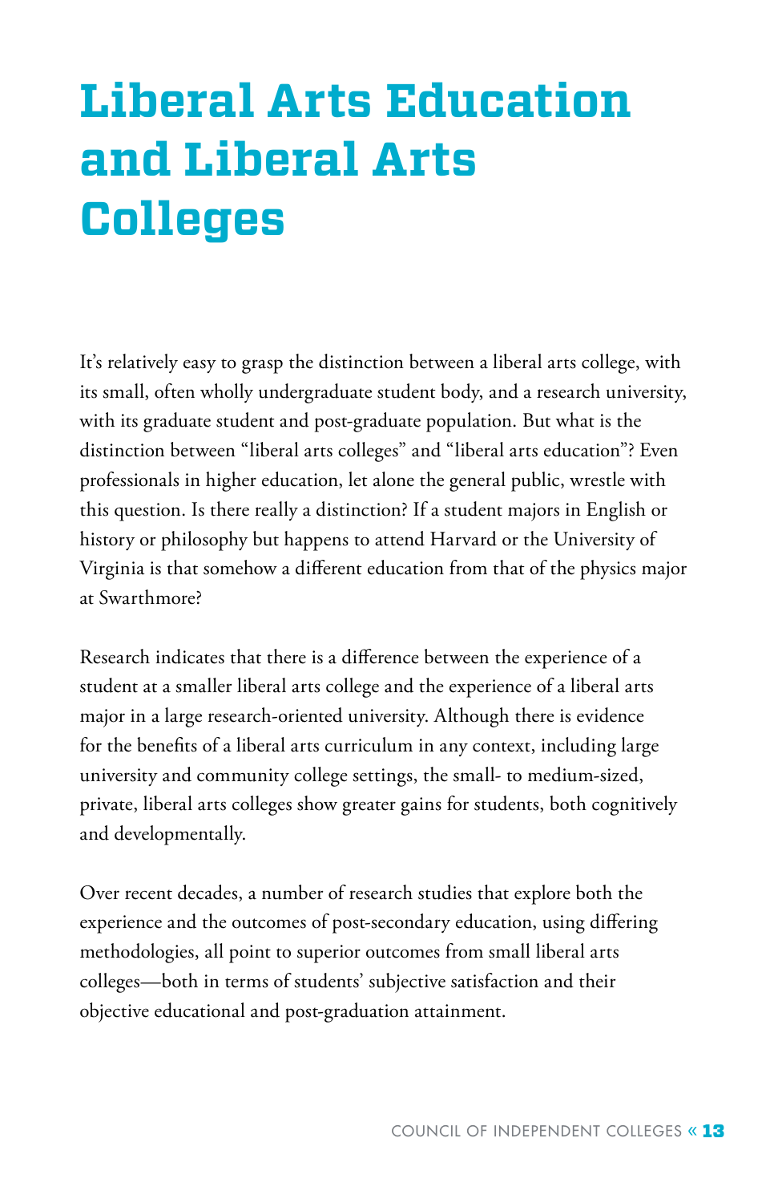# Liberal Arts Education and Liberal Arts Colleges

It's relatively easy to grasp the distinction between a liberal arts college, with its small, often wholly undergraduate student body, and a research university, with its graduate student and post-graduate population. But what is the distinction between "liberal arts colleges" and "liberal arts education"? Even professionals in higher education, let alone the general public, wrestle with this question. Is there really a distinction? If a student majors in English or history or philosophy but happens to attend Harvard or the University of Virginia is that somehow a different education from that of the physics major at Swarthmore?

Research indicates that there is a difference between the experience of a student at a smaller liberal arts college and the experience of a liberal arts major in a large research-oriented university. Although there is evidence for the benefits of a liberal arts curriculum in any context, including large university and community college settings, the small- to medium-sized, private, liberal arts colleges show greater gains for students, both cognitively and developmentally.

Over recent decades, a number of research studies that explore both the experience and the outcomes of post-secondary education, using differing methodologies, all point to superior outcomes from small liberal arts colleges—both in terms of students' subjective satisfaction and their objective educational and post-graduation attainment.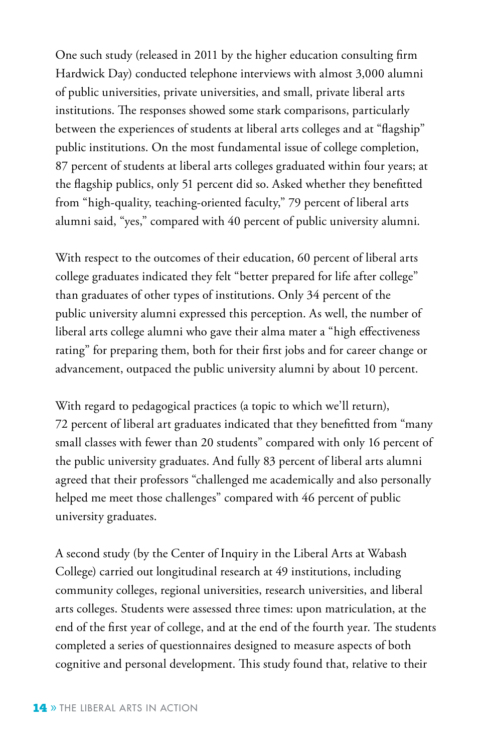One such study (released in 2011 by the higher education consulting firm Hardwick Day) conducted telephone interviews with almost 3,000 alumni of public universities, private universities, and small, private liberal arts institutions. The responses showed some stark comparisons, particularly between the experiences of students at liberal arts colleges and at “flagship” public institutions. On the most fundamental issue of college completion, 87 percent of students at liberal arts colleges graduated within four years; at the flagship publics, only 51 percent did so. Asked whether they benefitted from “high-quality, teaching-oriented faculty,” 79 percent of liberal arts alumni said, “yes,” compared with 40 percent of public university alumni.

With respect to the outcomes of their education, 60 percent of liberal arts college graduates indicated they felt “better prepared for life after college” than graduates of other types of institutions. Only 34 percent of the public university alumni expressed this perception. As well, the number of liberal arts college alumni who gave their alma mater a “high effectiveness rating” for preparing them, both for their first jobs and for career change or advancement, outpaced the public university alumni by about 10 percent.

With regard to pedagogical practices (a topic to which we’ll return), 72 percent of liberal art graduates indicated that they benefitted from “many small classes with fewer than 20 students” compared with only 16 percent of the public university graduates. And fully 83 percent of liberal arts alumni agreed that their professors “challenged me academically and also personally helped me meet those challenges” compared with 46 percent of public university graduates.

A second study (by the Center of Inquiry in the Liberal Arts at Wabash College) carried out longitudinal research at 49 institutions, including community colleges, regional universities, research universities, and liberal arts colleges. Students were assessed three times: upon matriculation, at the end of the first year of college, and at the end of the fourth year. The students completed a series of questionnaires designed to measure aspects of both cognitive and personal development. This study found that, relative to their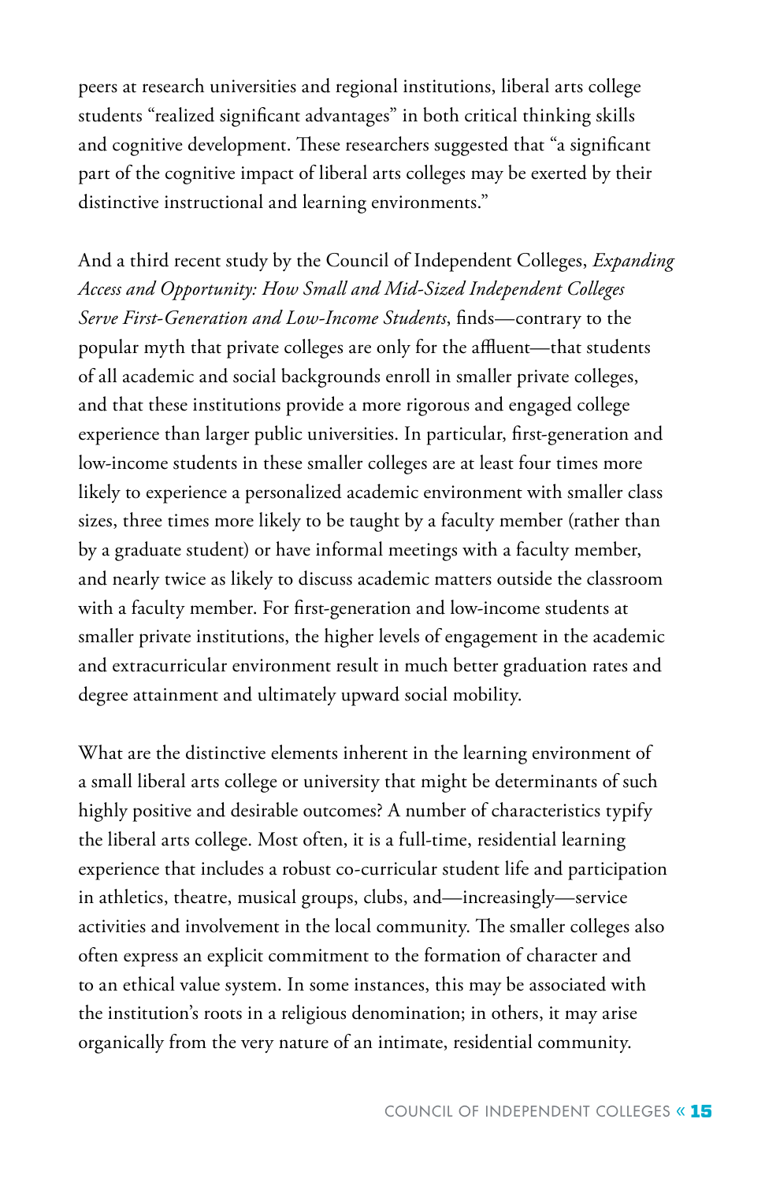peers at research universities and regional institutions, liberal arts college students "realized significant advantages" in both critical thinking skills and cognitive development. These researchers suggested that "a significant part of the cognitive impact of liberal arts colleges may be exerted by their distinctive instructional and learning environments."

And a third recent study by the Council of Independent Colleges, *Expanding Access and Opportunity: How Small and Mid-Sized Independent Colleges Serve First-Generation and Low-Income Students*, finds—contrary to the popular myth that private colleges are only for the affluent—that students of all academic and social backgrounds enroll in smaller private colleges, and that these institutions provide a more rigorous and engaged college experience than larger public universities. In particular, first-generation and low-income students in these smaller colleges are at least four times more likely to experience a personalized academic environment with smaller class sizes, three times more likely to be taught by a faculty member (rather than by a graduate student) or have informal meetings with a faculty member, and nearly twice as likely to discuss academic matters outside the classroom with a faculty member. For first-generation and low-income students at smaller private institutions, the higher levels of engagement in the academic and extracurricular environment result in much better graduation rates and degree attainment and ultimately upward social mobility.

What are the distinctive elements inherent in the learning environment of a small liberal arts college or university that might be determinants of such highly positive and desirable outcomes? A number of characteristics typify the liberal arts college. Most often, it is a full-time, residential learning experience that includes a robust co-curricular student life and participation in athletics, theatre, musical groups, clubs, and—increasingly—service activities and involvement in the local community. The smaller colleges also often express an explicit commitment to the formation of character and to an ethical value system. In some instances, this may be associated with the institution's roots in a religious denomination; in others, it may arise organically from the very nature of an intimate, residential community.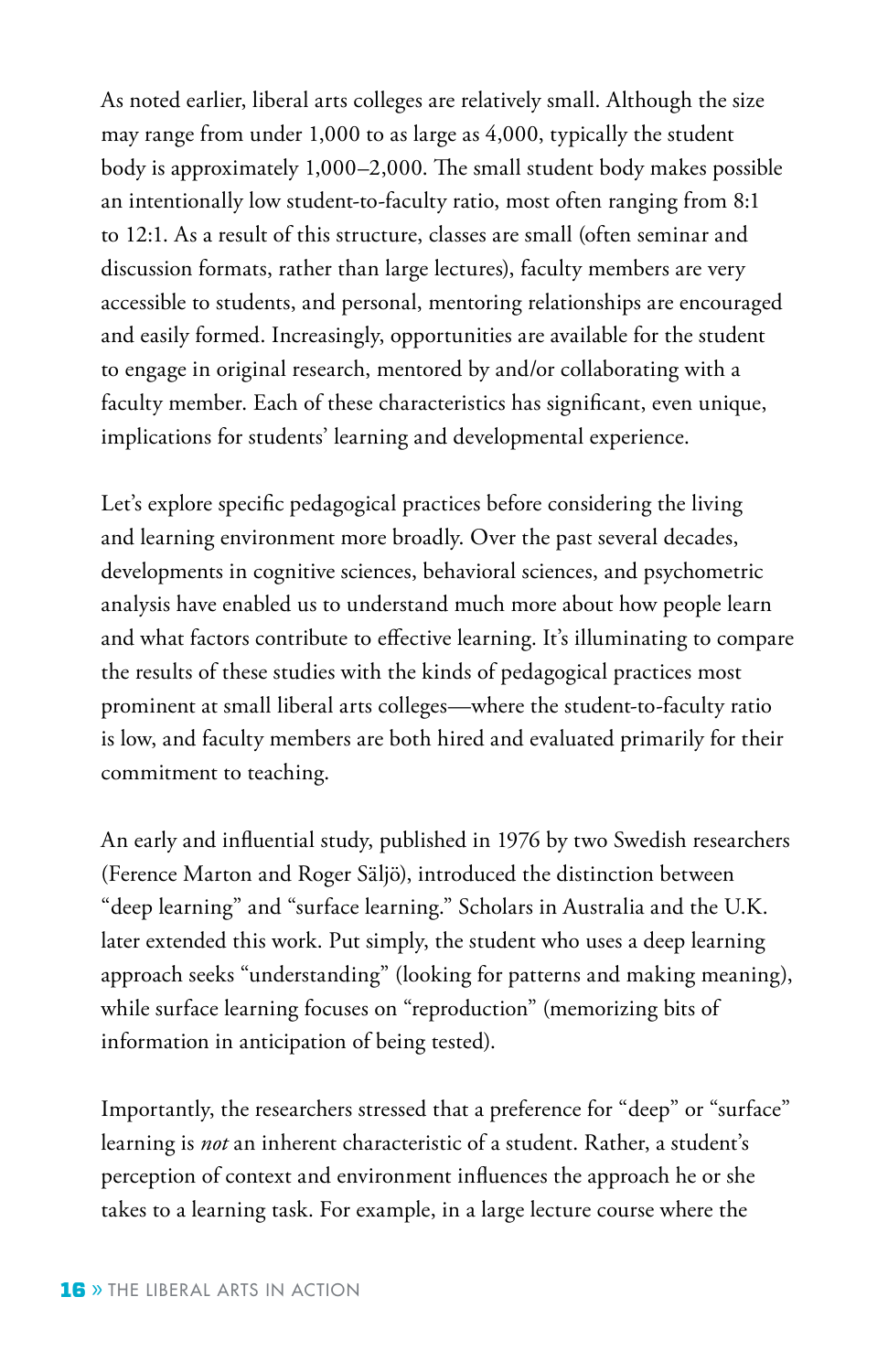As noted earlier, liberal arts colleges are relatively small. Although the size may range from under 1,000 to as large as 4,000, typically the student body is approximately 1,000–2,000. The small student body makes possible an intentionally low student-to-faculty ratio, most often ranging from 8:1 to 12:1. As a result of this structure, classes are small (often seminar and discussion formats, rather than large lectures), faculty members are very accessible to students, and personal, mentoring relationships are encouraged and easily formed. Increasingly, opportunities are available for the student to engage in original research, mentored by and/or collaborating with a faculty member. Each of these characteristics has significant, even unique, implications for students' learning and developmental experience.

Let's explore specific pedagogical practices before considering the living and learning environment more broadly. Over the past several decades, developments in cognitive sciences, behavioral sciences, and psychometric analysis have enabled us to understand much more about how people learn and what factors contribute to effective learning. It's illuminating to compare the results of these studies with the kinds of pedagogical practices most prominent at small liberal arts colleges—where the student-to-faculty ratio is low, and faculty members are both hired and evaluated primarily for their commitment to teaching.

An early and influential study, published in 1976 by two Swedish researchers (Ference Marton and Roger Säljö), introduced the distinction between "deep learning" and "surface learning." Scholars in Australia and the U.K. later extended this work. Put simply, the student who uses a deep learning approach seeks "understanding" (looking for patterns and making meaning), while surface learning focuses on "reproduction" (memorizing bits of information in anticipation of being tested).

Importantly, the researchers stressed that a preference for "deep" or "surface" learning is *not* an inherent characteristic of a student. Rather, a student's perception of context and environment influences the approach he or she takes to a learning task. For example, in a large lecture course where the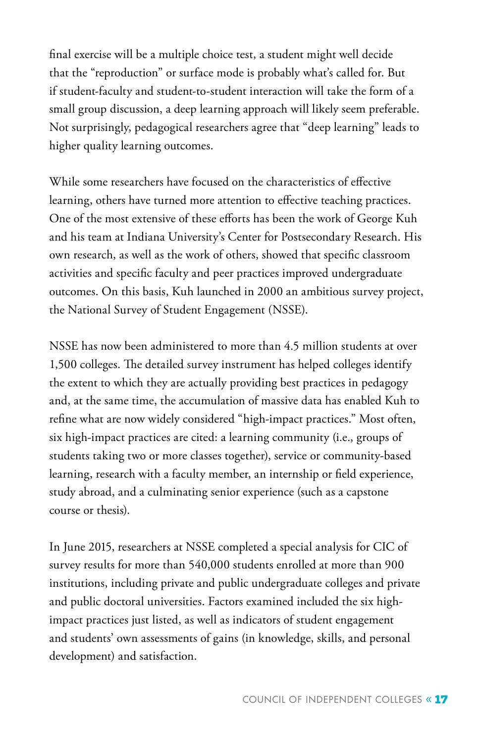final exercise will be a multiple choice test, a student might well decide that the "reproduction" or surface mode is probably what's called for. But if student-faculty and student-to-student interaction will take the form of a small group discussion, a deep learning approach will likely seem preferable. Not surprisingly, pedagogical researchers agree that "deep learning" leads to higher quality learning outcomes.

While some researchers have focused on the characteristics of effective learning, others have turned more attention to effective teaching practices. One of the most extensive of these efforts has been the work of George Kuh and his team at Indiana University's Center for Postsecondary Research. His own research, as well as the work of others, showed that specific classroom activities and specific faculty and peer practices improved undergraduate outcomes. On this basis, Kuh launched in 2000 an ambitious survey project, the National Survey of Student Engagement (NSSE).

NSSE has now been administered to more than 4.5 million students at over 1,500 colleges. The detailed survey instrument has helped colleges identify the extent to which they are actually providing best practices in pedagogy and, at the same time, the accumulation of massive data has enabled Kuh to refine what are now widely considered "high-impact practices." Most often, six high-impact practices are cited: a learning community (i.e., groups of students taking two or more classes together), service or community-based learning, research with a faculty member, an internship or field experience, study abroad, and a culminating senior experience (such as a capstone course or thesis).

In June 2015, researchers at NSSE completed a special analysis for CIC of survey results for more than 540,000 students enrolled at more than 900 institutions, including private and public undergraduate colleges and private and public doctoral universities. Factors examined included the six high-impact practices just listed, as well as indicators of student engagement and students' own assessments of gains (in knowledge, skills, and personal development) and satisfaction.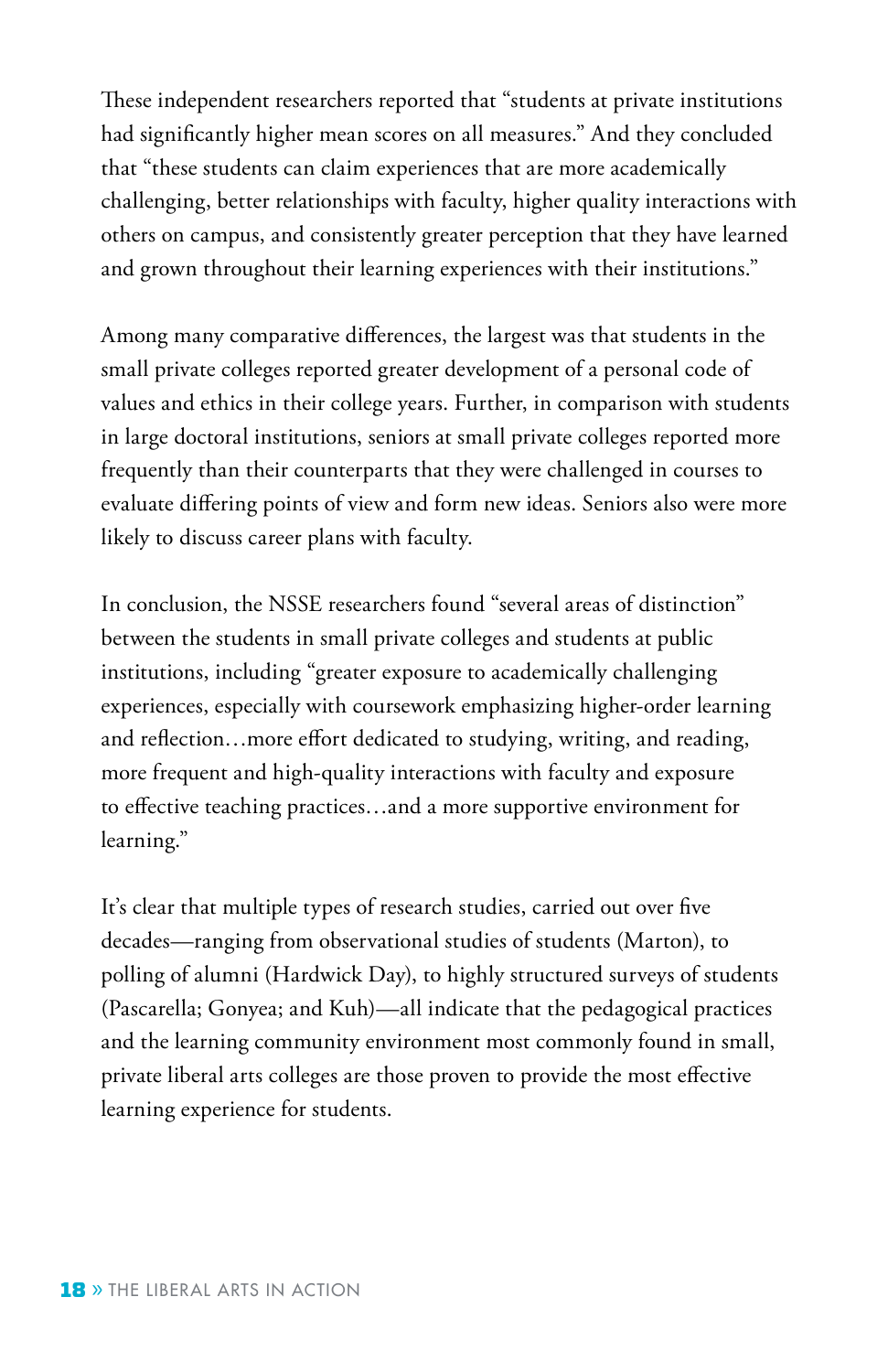These independent researchers reported that "students at private institutions had significantly higher mean scores on all measures." And they concluded that "these students can claim experiences that are more academically challenging, better relationships with faculty, higher quality interactions with others on campus, and consistently greater perception that they have learned and grown throughout their learning experiences with their institutions."

Among many comparative differences, the largest was that students in the small private colleges reported greater development of a personal code of values and ethics in their college years. Further, in comparison with students in large doctoral institutions, seniors at small private colleges reported more frequently than their counterparts that they were challenged in courses to evaluate differing points of view and form new ideas. Seniors also were more likely to discuss career plans with faculty.

In conclusion, the NSSE researchers found "several areas of distinction" between the students in small private colleges and students at public institutions, including "greater exposure to academically challenging experiences, especially with coursework emphasizing higher-order learning and reflection…more effort dedicated to studying, writing, and reading, more frequent and high-quality interactions with faculty and exposure to effective teaching practices…and a more supportive environment for learning."

It's clear that multiple types of research studies, carried out over five decades—ranging from observational studies of students (Marton), to polling of alumni (Hardwick Day), to highly structured surveys of students (Pascarella; Gonyea; and Kuh)—all indicate that the pedagogical practices and the learning community environment most commonly found in small, private liberal arts colleges are those proven to provide the most effective learning experience for students.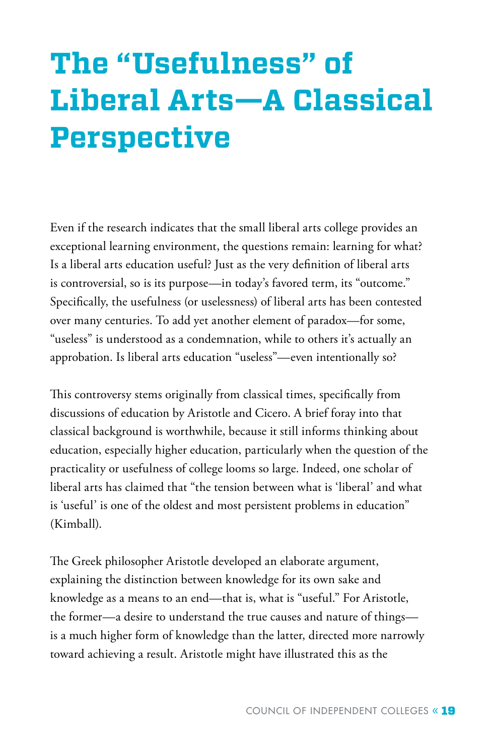# The "Usefulness" of Liberal Arts—A Classical Perspective

Even if the research indicates that the small liberal arts college provides an exceptional learning environment, the questions remain: learning for what? Is a liberal arts education useful? Just as the very definition of liberal arts is controversial, so is its purpose—in today's favored term, its "outcome." Specifically, the usefulness (or uselessness) of liberal arts has been contested over many centuries. To add yet another element of paradox—for some, "useless" is understood as a condemnation, while to others it's actually an approbation. Is liberal arts education "useless"—even intentionally so?

This controversy stems originally from classical times, specifically from discussions of education by Aristotle and Cicero. A brief foray into that classical background is worthwhile, because it still informs thinking about education, especially higher education, particularly when the question of the practicality or usefulness of college looms so large. Indeed, one scholar of liberal arts has claimed that "the tension between what is 'liberal' and what is 'useful' is one of the oldest and most persistent problems in education" (Kimball).

The Greek philosopher Aristotle developed an elaborate argument, explaining the distinction between knowledge for its own sake and knowledge as a means to an end—that is, what is "useful." For Aristotle, the former—a desire to understand the true causes and nature of things—is a much higher form of knowledge than the latter, directed more narrowly toward achieving a result. Aristotle might have illustrated this as the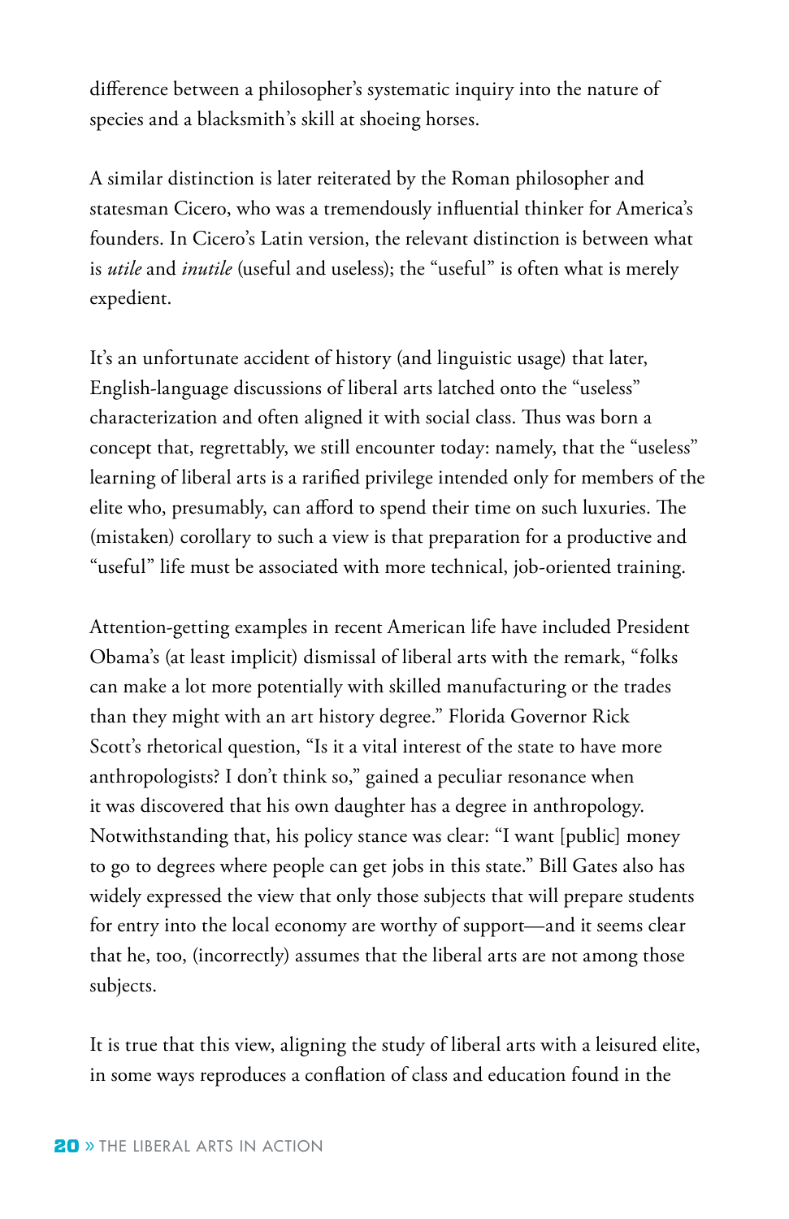difference between a philosopher's systematic inquiry into the nature of species and a blacksmith's skill at shoeing horses.

A similar distinction is later reiterated by the Roman philosopher and statesman Cicero, who was a tremendously influential thinker for America's founders. In Cicero's Latin version, the relevant distinction is between what is *utile* and *inutile* (useful and useless); the "useful" is often what is merely expedient.

It's an unfortunate accident of history (and linguistic usage) that later, English-language discussions of liberal arts latched onto the "useless" characterization and often aligned it with social class. Thus was born a concept that, regrettably, we still encounter today: namely, that the "useless" learning of liberal arts is a rarified privilege intended only for members of the elite who, presumably, can afford to spend their time on such luxuries. The (mistaken) corollary to such a view is that preparation for a productive and "useful" life must be associated with more technical, job-oriented training.

Attention-getting examples in recent American life have included President Obama's (at least implicit) dismissal of liberal arts with the remark, "folks can make a lot more potentially with skilled manufacturing or the trades than they might with an art history degree." Florida Governor Rick Scott's rhetorical question, "Is it a vital interest of the state to have more anthropologists? I don't think so," gained a peculiar resonance when it was discovered that his own daughter has a degree in anthropology. Notwithstanding that, his policy stance was clear: "I want [public] money to go to degrees where people can get jobs in this state." Bill Gates also has widely expressed the view that only those subjects that will prepare students for entry into the local economy are worthy of support—and it seems clear that he, too, (incorrectly) assumes that the liberal arts are not among those subjects.

It is true that this view, aligning the study of liberal arts with a leisured elite, in some ways reproduces a conflation of class and education found in the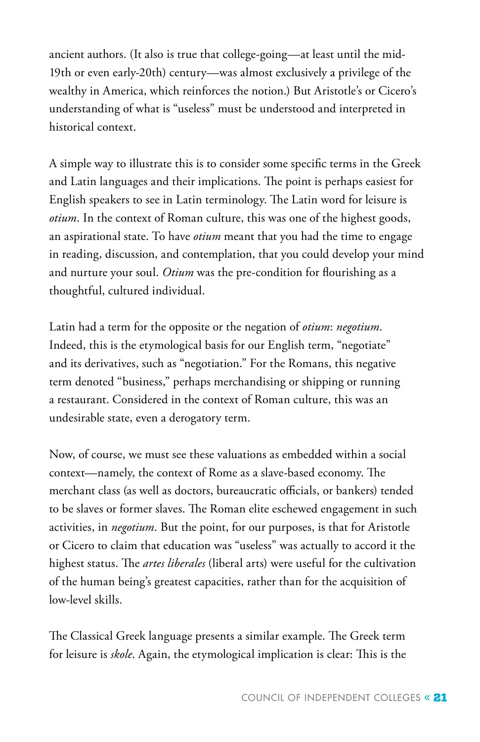ancient authors. (It also is true that college-going—at least until the mid-19th or even early-20th) century—was almost exclusively a privilege of the wealthy in America, which reinforces the notion.) But Aristotle's or Cicero's understanding of what is "useless" must be understood and interpreted in historical context.

A simple way to illustrate this is to consider some specific terms in the Greek and Latin languages and their implications. The point is perhaps easiest for English speakers to see in Latin terminology. The Latin word for leisure is *otium*. In the context of Roman culture, this was one of the highest goods, an aspirational state. To have *otium* meant that you had the time to engage in reading, discussion, and contemplation, that you could develop your mind and nurture your soul. *Otium* was the pre-condition for flourishing as a thoughtful, cultured individual.

Latin had a term for the opposite or the negation of *otium*: *negotium*. Indeed, this is the etymological basis for our English term, "negotiate" and its derivatives, such as "negotiation." For the Romans, this negative term denoted "business," perhaps merchandising or shipping or running a restaurant. Considered in the context of Roman culture, this was an undesirable state, even a derogatory term.

Now, of course, we must see these valuations as embedded within a social context—namely, the context of Rome as a slave-based economy. The merchant class (as well as doctors, bureaucratic officials, or bankers) tended to be slaves or former slaves. The Roman elite eschewed engagement in such activities, in *negotium*. But the point, for our purposes, is that for Aristotle or Cicero to claim that education was "useless" was actually to accord it the highest status. The *artes liberales* (liberal arts) were useful for the cultivation of the human being's greatest capacities, rather than for the acquisition of low-level skills.

The Classical Greek language presents a similar example. The Greek term for leisure is *skole*. Again, the etymological implication is clear: This is the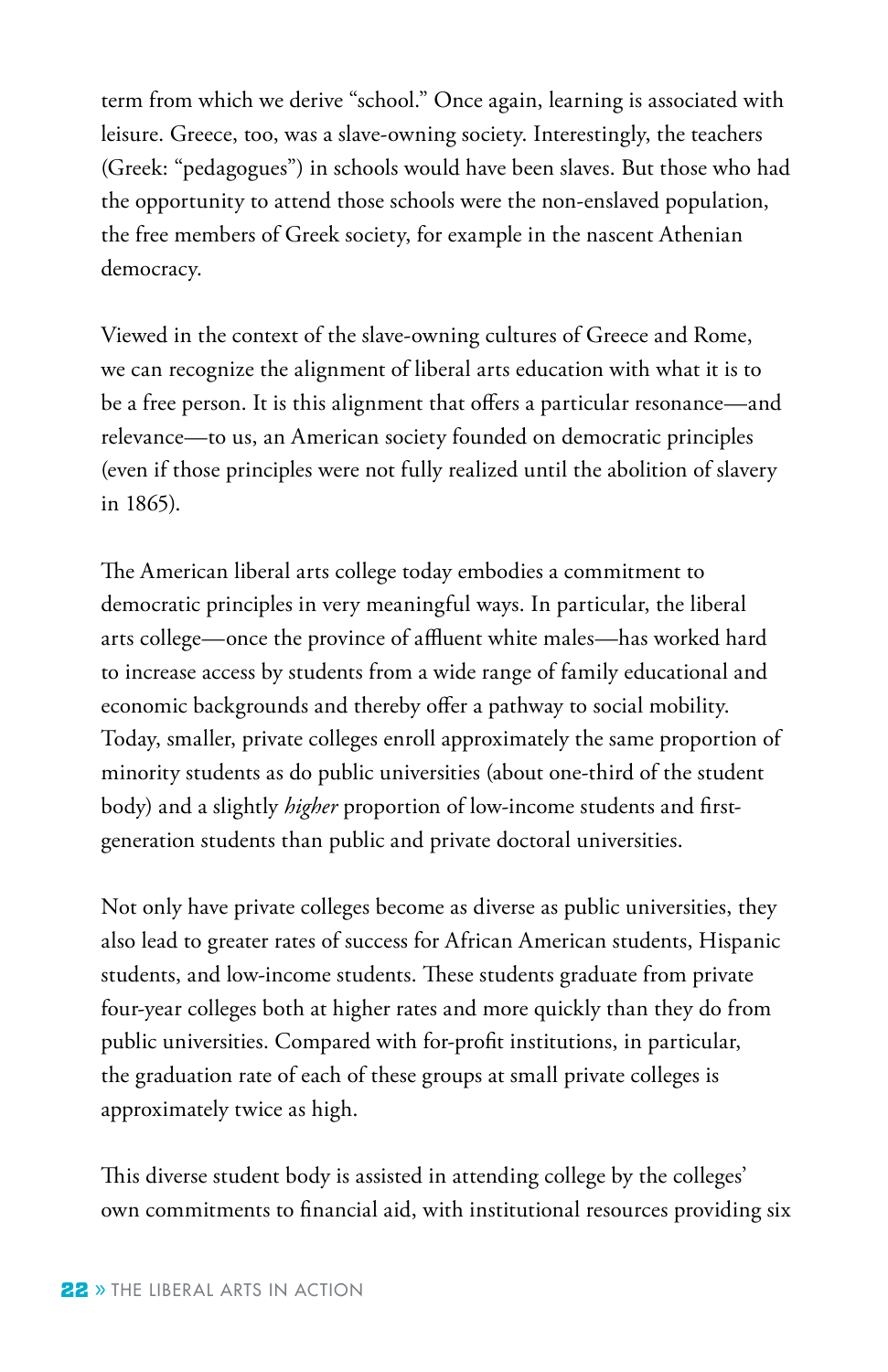term from which we derive "school." Once again, learning is associated with leisure. Greece, too, was a slave-owning society. Interestingly, the teachers (Greek: "pedagogues") in schools would have been slaves. But those who had the opportunity to attend those schools were the non-enslaved population, the free members of Greek society, for example in the nascent Athenian democracy.

Viewed in the context of the slave-owning cultures of Greece and Rome, we can recognize the alignment of liberal arts education with what it is to be a free person. It is this alignment that offers a particular resonance—and relevance—to us, an American society founded on democratic principles (even if those principles were not fully realized until the abolition of slavery in 1865).

The American liberal arts college today embodies a commitment to democratic principles in very meaningful ways. In particular, the liberal arts college—once the province of affluent white males—has worked hard to increase access by students from a wide range of family educational and economic backgrounds and thereby offer a pathway to social mobility. Today, smaller, private colleges enroll approximately the same proportion of minority students as do public universities (about one-third of the student body) and a slightly *higher* proportion of low-income students and first-generation students than public and private doctoral universities.

Not only have private colleges become as diverse as public universities, they also lead to greater rates of success for African American students, Hispanic students, and low-income students. These students graduate from private four-year colleges both at higher rates and more quickly than they do from public universities. Compared with for-profit institutions, in particular, the graduation rate of each of these groups at small private colleges is approximately twice as high.

This diverse student body is assisted in attending college by the colleges' own commitments to financial aid, with institutional resources providing six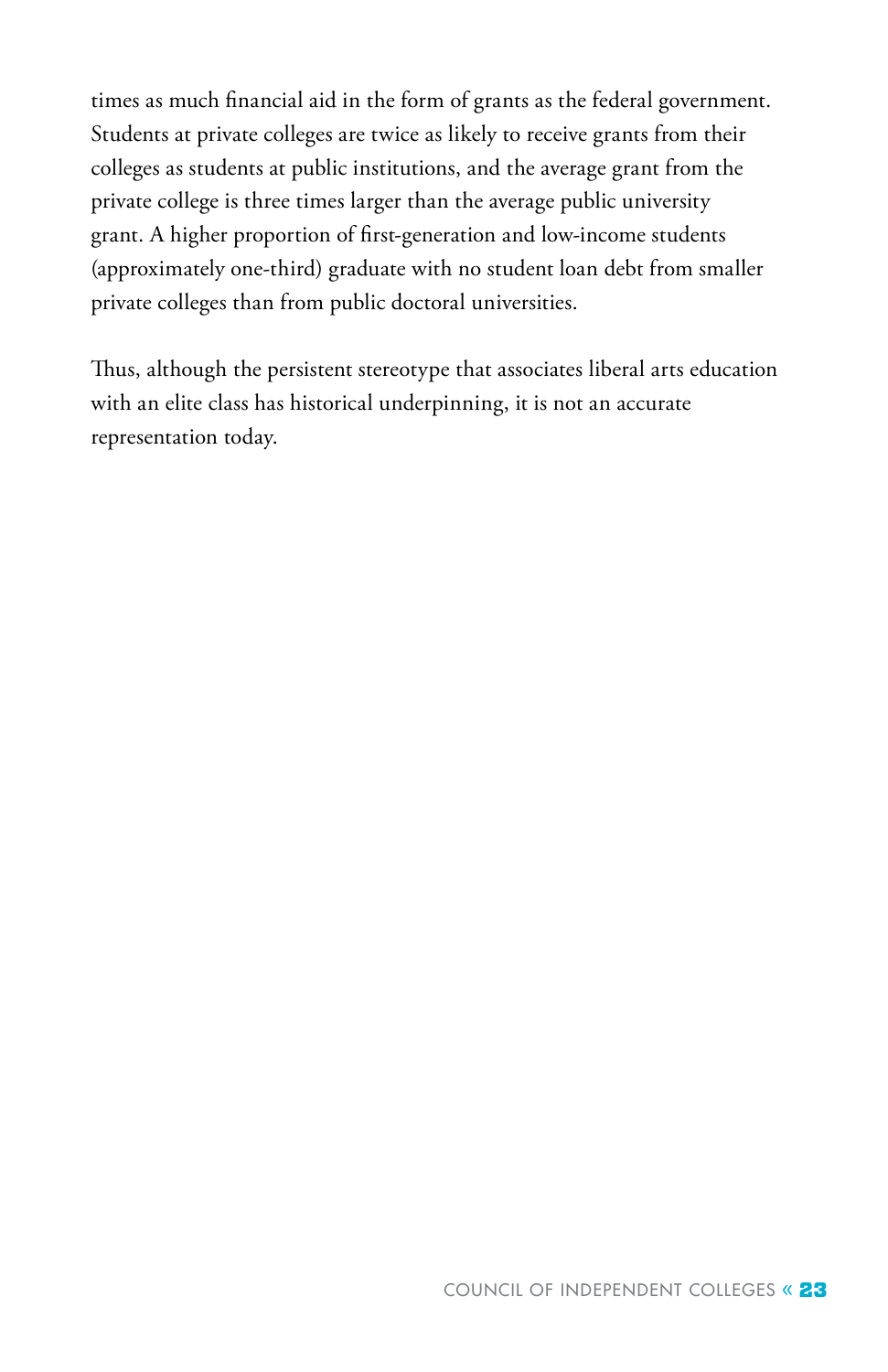times as much financial aid in the form of grants as the federal government. Students at private colleges are twice as likely to receive grants from their colleges as students at public institutions, and the average grant from the private college is three times larger than the average public university grant. A higher proportion of first-generation and low-income students (approximately one-third) graduate with no student loan debt from smaller private colleges than from public doctoral universities.

Thus, although the persistent stereotype that associates liberal arts education with an elite class has historical underpinning, it is not an accurate representation today.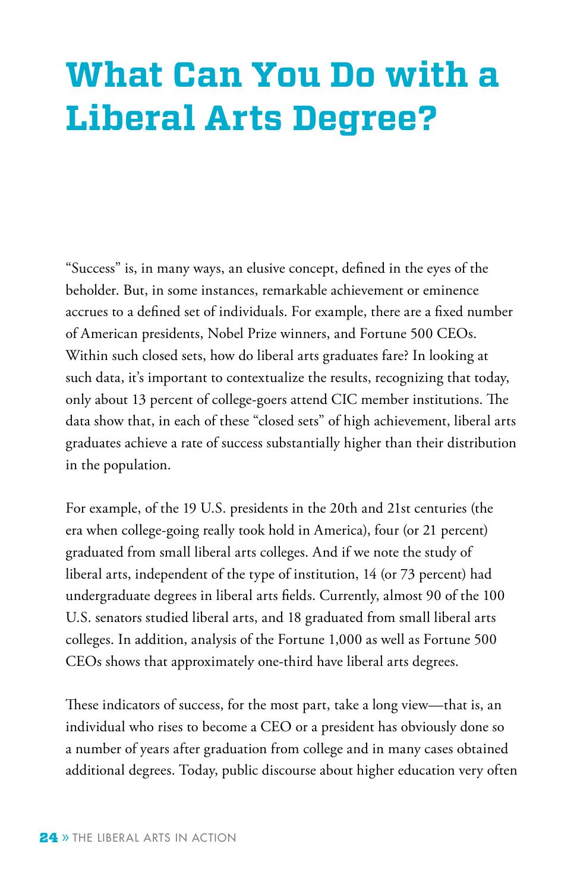# What Can You Do with a Liberal Arts Degree?

"Success" is, in many ways, an elusive concept, defined in the eyes of the beholder. But, in some instances, remarkable achievement or eminence accrues to a defined set of individuals. For example, there are a fixed number of American presidents, Nobel Prize winners, and Fortune 500 CEOs. Within such closed sets, how do liberal arts graduates fare? In looking at such data, it's important to contextualize the results, recognizing that today, only about 13 percent of college-goers attend CIC member institutions. The data show that, in each of these "closed sets" of high achievement, liberal arts graduates achieve a rate of success substantially higher than their distribution in the population.

For example, of the 19 U.S. presidents in the 20th and 21st centuries (the era when college-going really took hold in America), four (or 21 percent) graduated from small liberal arts colleges. And if we note the study of liberal arts, independent of the type of institution, 14 (or 73 percent) had undergraduate degrees in liberal arts fields. Currently, almost 90 of the 100 U.S. senators studied liberal arts, and 18 graduated from small liberal arts colleges. In addition, analysis of the Fortune 1,000 as well as Fortune 500 CEOs shows that approximately one-third have liberal arts degrees.

These indicators of success, for the most part, take a long view—that is, an individual who rises to become a CEO or a president has obviously done so a number of years after graduation from college and in many cases obtained additional degrees. Today, public discourse about higher education very often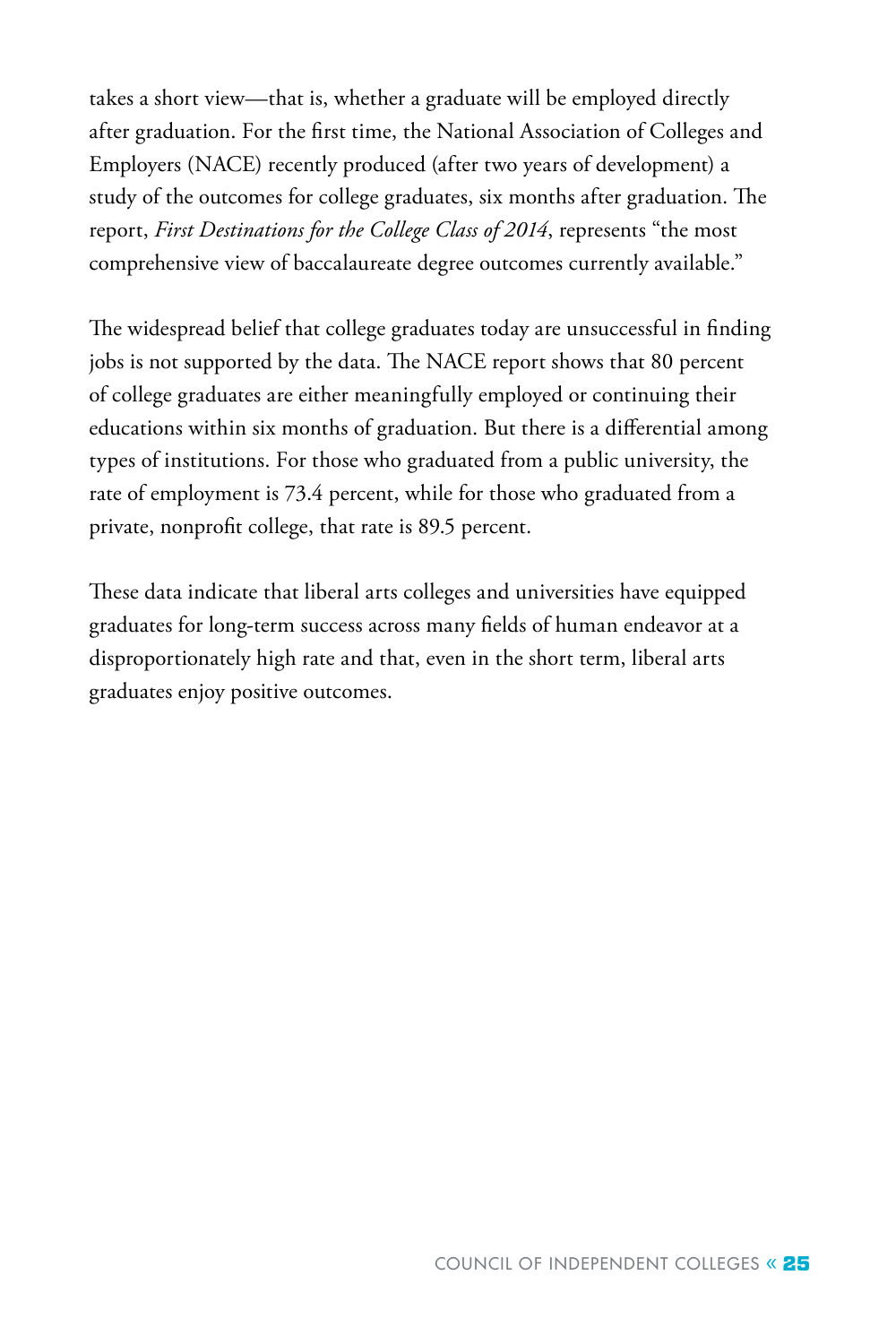takes a short view—that is, whether a graduate will be employed directly after graduation. For the first time, the National Association of Colleges and Employers (NACE) recently produced (after two years of development) a study of the outcomes for college graduates, six months after graduation. The report, *First Destinations for the College Class of 2014*, represents "the most comprehensive view of baccalaureate degree outcomes currently available."

The widespread belief that college graduates today are unsuccessful in finding jobs is not supported by the data. The NACE report shows that 80 percent of college graduates are either meaningfully employed or continuing their educations within six months of graduation. But there is a differential among types of institutions. For those who graduated from a public university, the rate of employment is 73.4 percent, while for those who graduated from a private, nonprofit college, that rate is 89.5 percent.

These data indicate that liberal arts colleges and universities have equipped graduates for long-term success across many fields of human endeavor at a disproportionately high rate and that, even in the short term, liberal arts graduates enjoy positive outcomes.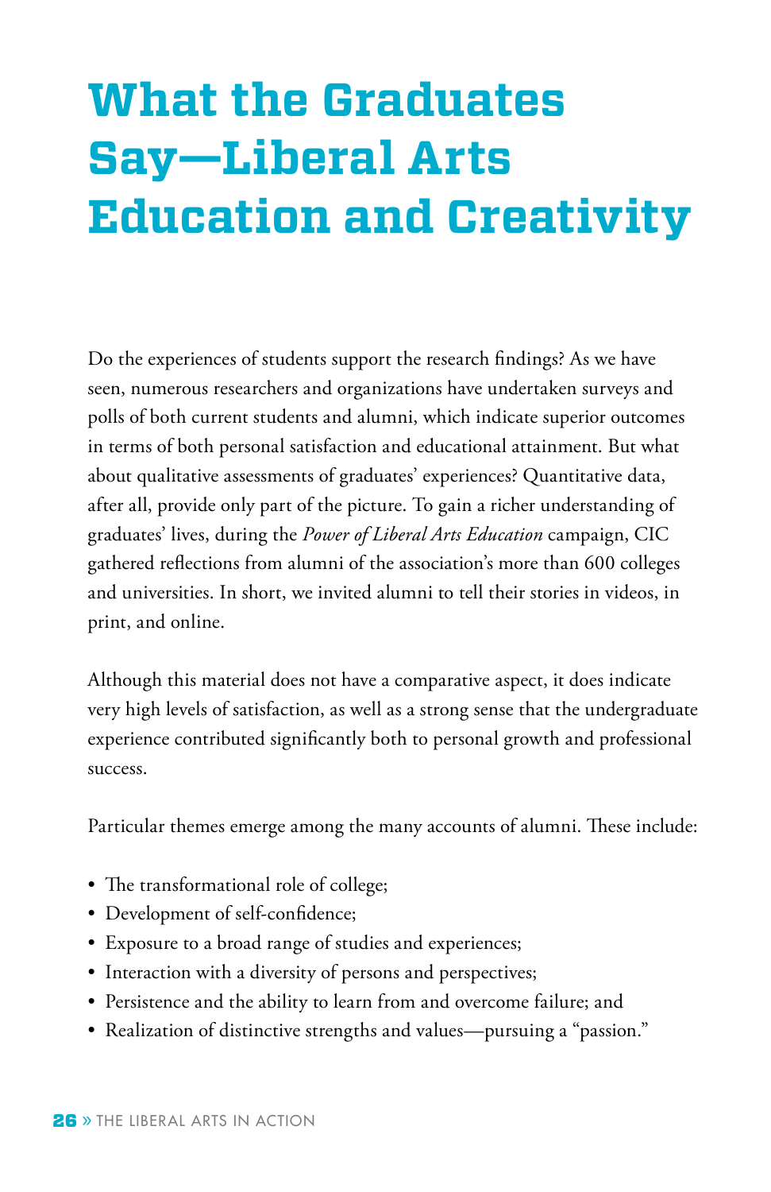# What the Graduates Say—Liberal Arts Education and Creativity

Do the experiences of students support the research findings? As we have seen, numerous researchers and organizations have undertaken surveys and polls of both current students and alumni, which indicate superior outcomes in terms of both personal satisfaction and educational attainment. But what about qualitative assessments of graduates' experiences? Quantitative data, after all, provide only part of the picture. To gain a richer understanding of graduates' lives, during the *Power of Liberal Arts Education* campaign, CIC gathered reflections from alumni of the association's more than 600 colleges and universities. In short, we invited alumni to tell their stories in videos, in print, and online.

Although this material does not have a comparative aspect, it does indicate very high levels of satisfaction, as well as a strong sense that the undergraduate experience contributed significantly both to personal growth and professional success.

Particular themes emerge among the many accounts of alumni. These include:

- The transformational role of college;
- Development of self-confidence;
- Exposure to a broad range of studies and experiences;
- Interaction with a diversity of persons and perspectives;
- Persistence and the ability to learn from and overcome failure; and
- Realization of distinctive strengths and values—pursuing a "passion."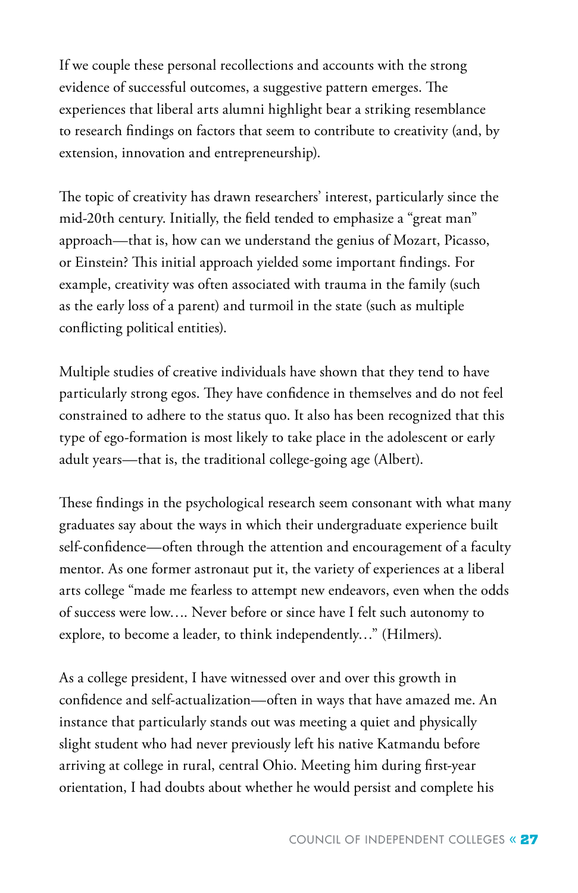If we couple these personal recollections and accounts with the strong evidence of successful outcomes, a suggestive pattern emerges. The experiences that liberal arts alumni highlight bear a striking resemblance to research findings on factors that seem to contribute to creativity (and, by extension, innovation and entrepreneurship).

The topic of creativity has drawn researchers' interest, particularly since the mid-20th century. Initially, the field tended to emphasize a "great man" approach—that is, how can we understand the genius of Mozart, Picasso, or Einstein? This initial approach yielded some important findings. For example, creativity was often associated with trauma in the family (such as the early loss of a parent) and turmoil in the state (such as multiple conflicting political entities).

Multiple studies of creative individuals have shown that they tend to have particularly strong egos. They have confidence in themselves and do not feel constrained to adhere to the status quo. It also has been recognized that this type of ego-formation is most likely to take place in the adolescent or early adult years—that is, the traditional college-going age (Albert).

These findings in the psychological research seem consonant with what many graduates say about the ways in which their undergraduate experience built self-confidence—often through the attention and encouragement of a faculty mentor. As one former astronaut put it, the variety of experiences at a liberal arts college "made me fearless to attempt new endeavors, even when the odds of success were low…. Never before or since have I felt such autonomy to explore, to become a leader, to think independently…" (Hilmers).

As a college president, I have witnessed over and over this growth in confidence and self-actualization—often in ways that have amazed me. An instance that particularly stands out was meeting a quiet and physically slight student who had never previously left his native Katmandu before arriving at college in rural, central Ohio. Meeting him during first-year orientation, I had doubts about whether he would persist and complete his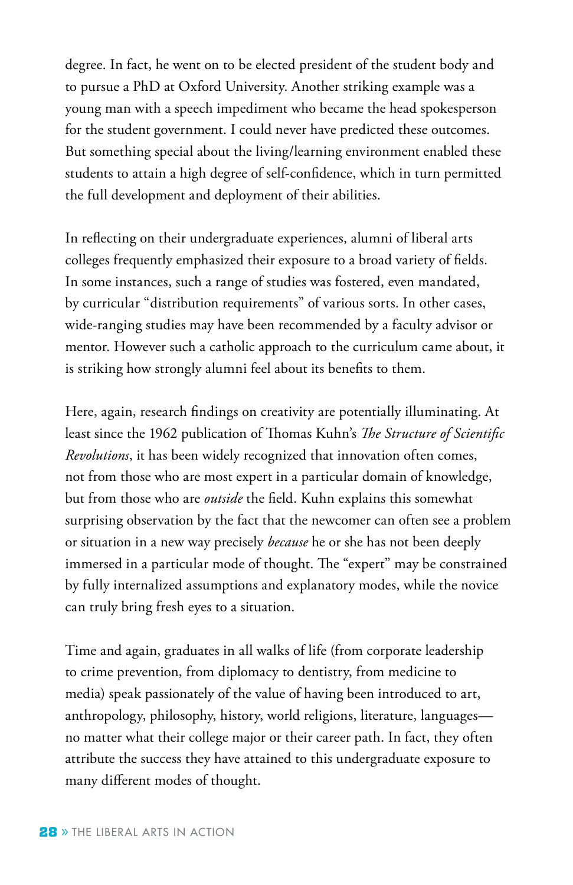degree. In fact, he went on to be elected president of the student body and to pursue a PhD at Oxford University. Another striking example was a young man with a speech impediment who became the head spokesperson for the student government. I could never have predicted these outcomes. But something special about the living/learning environment enabled these students to attain a high degree of self-confidence, which in turn permitted the full development and deployment of their abilities.

In reflecting on their undergraduate experiences, alumni of liberal arts colleges frequently emphasized their exposure to a broad variety of fields. In some instances, such a range of studies was fostered, even mandated, by curricular "distribution requirements" of various sorts. In other cases, wide-ranging studies may have been recommended by a faculty advisor or mentor. However such a catholic approach to the curriculum came about, it is striking how strongly alumni feel about its benefits to them.

Here, again, research findings on creativity are potentially illuminating. At least since the 1962 publication of Thomas Kuhn's *The Structure of Scientific Revolutions*, it has been widely recognized that innovation often comes, not from those who are most expert in a particular domain of knowledge, but from those who are *outside* the field. Kuhn explains this somewhat surprising observation by the fact that the newcomer can often see a problem or situation in a new way precisely *because* he or she has not been deeply immersed in a particular mode of thought. The "expert" may be constrained by fully internalized assumptions and explanatory modes, while the novice can truly bring fresh eyes to a situation.

Time and again, graduates in all walks of life (from corporate leadership to crime prevention, from diplomacy to dentistry, from medicine to media) speak passionately of the value of having been introduced to art, anthropology, philosophy, history, world religions, literature, languages—no matter what their college major or their career path. In fact, they often attribute the success they have attained to this undergraduate exposure to many different modes of thought.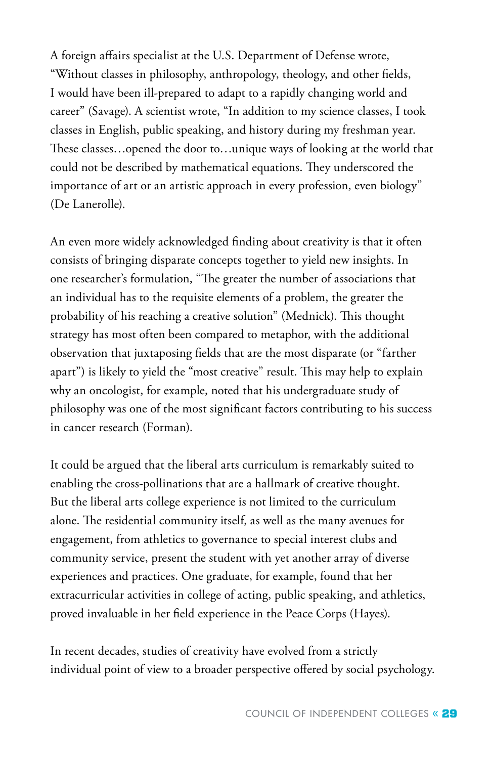A foreign affairs specialist at the U.S. Department of Defense wrote, "Without classes in philosophy, anthropology, theology, and other fields, I would have been ill-prepared to adapt to a rapidly changing world and career" (Savage). A scientist wrote, "In addition to my science classes, I took classes in English, public speaking, and history during my freshman year. These classes…opened the door to…unique ways of looking at the world that could not be described by mathematical equations. They underscored the importance of art or an artistic approach in every profession, even biology" (De Lanerolle).

An even more widely acknowledged finding about creativity is that it often consists of bringing disparate concepts together to yield new insights. In one researcher's formulation, "The greater the number of associations that an individual has to the requisite elements of a problem, the greater the probability of his reaching a creative solution" (Mednick). This thought strategy has most often been compared to metaphor, with the additional observation that juxtaposing fields that are the most disparate (or "farther apart") is likely to yield the "most creative" result. This may help to explain why an oncologist, for example, noted that his undergraduate study of philosophy was one of the most significant factors contributing to his success in cancer research (Forman).

It could be argued that the liberal arts curriculum is remarkably suited to enabling the cross-pollinations that are a hallmark of creative thought. But the liberal arts college experience is not limited to the curriculum alone. The residential community itself, as well as the many avenues for engagement, from athletics to governance to special interest clubs and community service, present the student with yet another array of diverse experiences and practices. One graduate, for example, found that her extracurricular activities in college of acting, public speaking, and athletics, proved invaluable in her field experience in the Peace Corps (Hayes).

In recent decades, studies of creativity have evolved from a strictly individual point of view to a broader perspective offered by social psychology.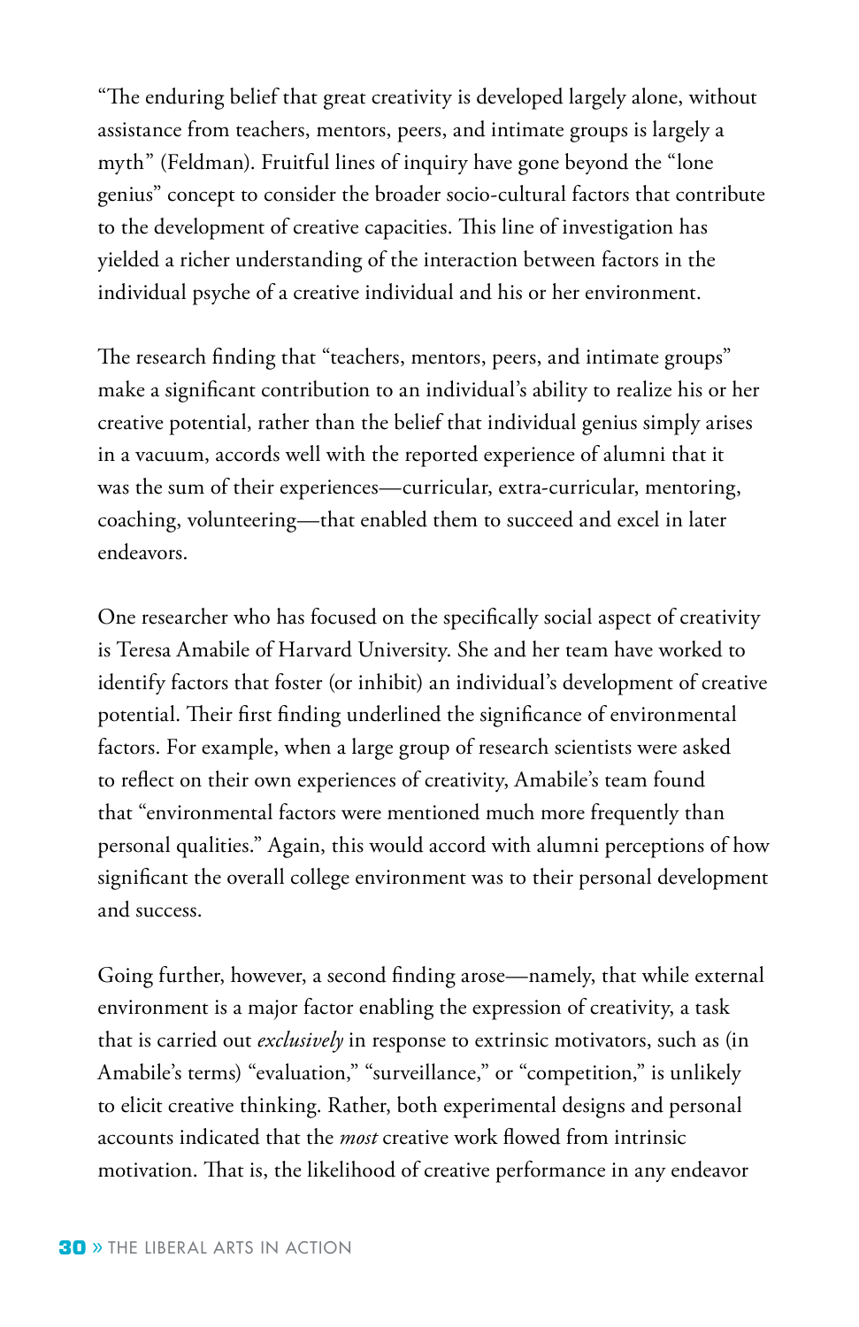"The enduring belief that great creativity is developed largely alone, without assistance from teachers, mentors, peers, and intimate groups is largely a myth" (Feldman). Fruitful lines of inquiry have gone beyond the "lone genius" concept to consider the broader socio-cultural factors that contribute to the development of creative capacities. This line of investigation has yielded a richer understanding of the interaction between factors in the individual psyche of a creative individual and his or her environment.

The research finding that "teachers, mentors, peers, and intimate groups" make a significant contribution to an individual's ability to realize his or her creative potential, rather than the belief that individual genius simply arises in a vacuum, accords well with the reported experience of alumni that it was the sum of their experiences—curricular, extra-curricular, mentoring, coaching, volunteering—that enabled them to succeed and excel in later endeavors.

One researcher who has focused on the specifically social aspect of creativity is Teresa Amabile of Harvard University. She and her team have worked to identify factors that foster (or inhibit) an individual's development of creative potential. Their first finding underlined the significance of environmental factors. For example, when a large group of research scientists were asked to reflect on their own experiences of creativity, Amabile's team found that "environmental factors were mentioned much more frequently than personal qualities." Again, this would accord with alumni perceptions of how significant the overall college environment was to their personal development and success.

Going further, however, a second finding arose—namely, that while external environment is a major factor enabling the expression of creativity, a task that is carried out *exclusively* in response to extrinsic motivators, such as (in Amabile's terms) "evaluation," "surveillance," or "competition," is unlikely to elicit creative thinking. Rather, both experimental designs and personal accounts indicated that the *most* creative work flowed from intrinsic motivation. That is, the likelihood of creative performance in any endeavor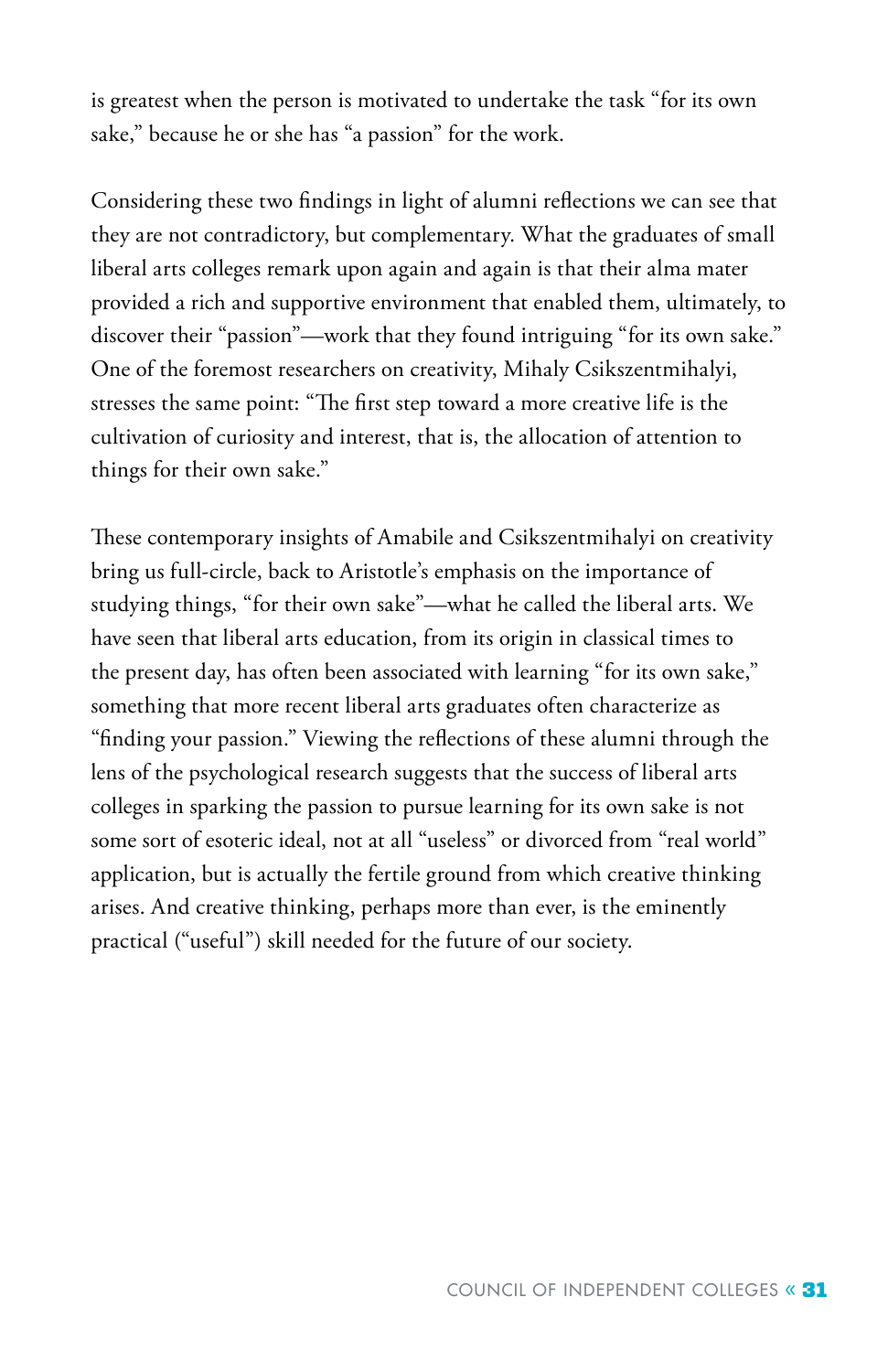is greatest when the person is motivated to undertake the task "for its own sake," because he or she has "a passion" for the work.

Considering these two findings in light of alumni reflections we can see that they are not contradictory, but complementary. What the graduates of small liberal arts colleges remark upon again and again is that their alma mater provided a rich and supportive environment that enabled them, ultimately, to discover their "passion"—work that they found intriguing "for its own sake." One of the foremost researchers on creativity, Mihaly Csikszentmihalyi, stresses the same point: "The first step toward a more creative life is the cultivation of curiosity and interest, that is, the allocation of attention to things for their own sake."

These contemporary insights of Amabile and Csikszentmihalyi on creativity bring us full-circle, back to Aristotle's emphasis on the importance of studying things, "for their own sake"—what he called the liberal arts. We have seen that liberal arts education, from its origin in classical times to the present day, has often been associated with learning "for its own sake," something that more recent liberal arts graduates often characterize as "finding your passion." Viewing the reflections of these alumni through the lens of the psychological research suggests that the success of liberal arts colleges in sparking the passion to pursue learning for its own sake is not some sort of esoteric ideal, not at all "useless" or divorced from "real world" application, but is actually the fertile ground from which creative thinking arises. And creative thinking, perhaps more than ever, is the eminently practical ("useful") skill needed for the future of our society.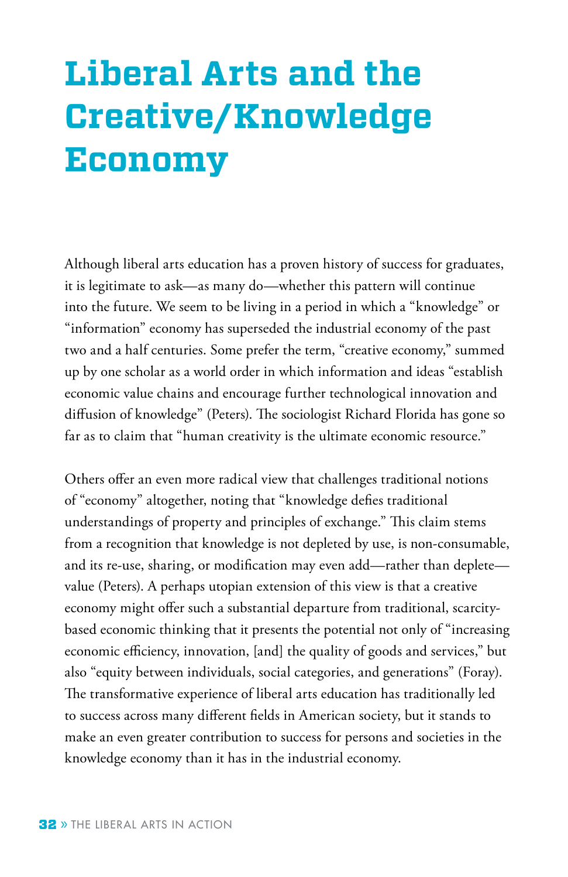# Liberal Arts and the Creative/Knowledge Economy

Although liberal arts education has a proven history of success for graduates, it is legitimate to ask—as many do—whether this pattern will continue into the future. We seem to be living in a period in which a "knowledge" or "information" economy has superseded the industrial economy of the past two and a half centuries. Some prefer the term, "creative economy," summed up by one scholar as a world order in which information and ideas "establish economic value chains and encourage further technological innovation and diffusion of knowledge" (Peters). The sociologist Richard Florida has gone so far as to claim that "human creativity is the ultimate economic resource."

Others offer an even more radical view that challenges traditional notions of "economy" altogether, noting that "knowledge defies traditional understandings of property and principles of exchange." This claim stems from a recognition that knowledge is not depleted by use, is non-consumable, and its re-use, sharing, or modification may even add—rather than deplete—value (Peters). A perhaps utopian extension of this view is that a creative economy might offer such a substantial departure from traditional, scarcity-based economic thinking that it presents the potential not only of "increasing economic efficiency, innovation, [and] the quality of goods and services," but also "equity between individuals, social categories, and generations" (Foray). The transformative experience of liberal arts education has traditionally led to success across many different fields in American society, but it stands to make an even greater contribution to success for persons and societies in the knowledge economy than it has in the industrial economy.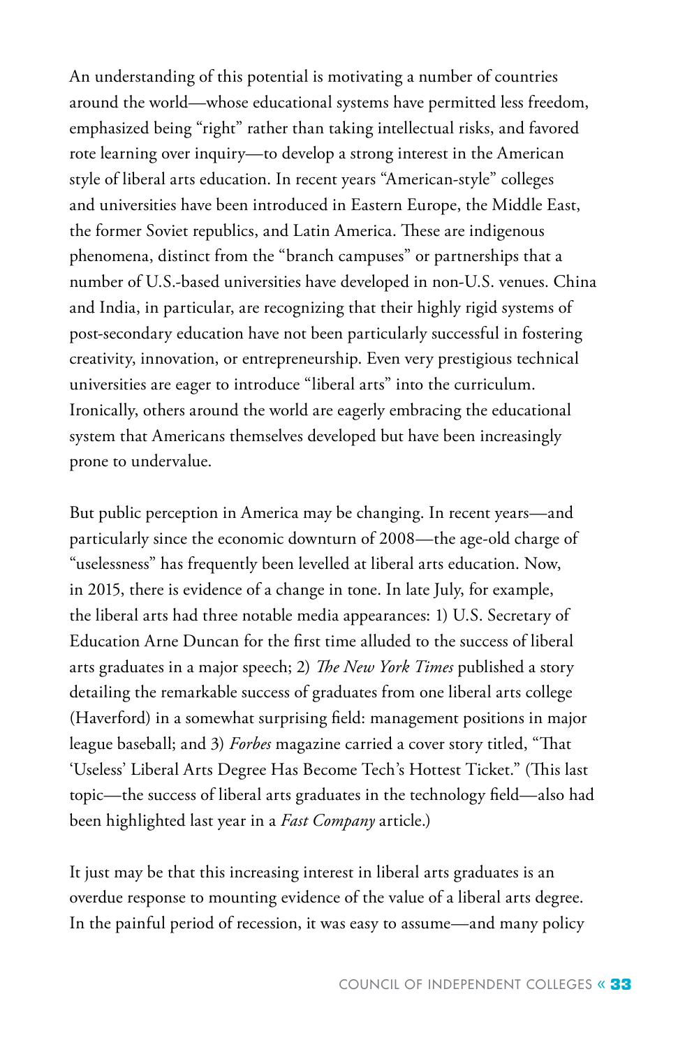An understanding of this potential is motivating a number of countries around the world—whose educational systems have permitted less freedom, emphasized being "right" rather than taking intellectual risks, and favored rote learning over inquiry—to develop a strong interest in the American style of liberal arts education. In recent years "American-style" colleges and universities have been introduced in Eastern Europe, the Middle East, the former Soviet republics, and Latin America. These are indigenous phenomena, distinct from the "branch campuses" or partnerships that a number of U.S.-based universities have developed in non-U.S. venues. China and India, in particular, are recognizing that their highly rigid systems of post-secondary education have not been particularly successful in fostering creativity, innovation, or entrepreneurship. Even very prestigious technical universities are eager to introduce "liberal arts" into the curriculum. Ironically, others around the world are eagerly embracing the educational system that Americans themselves developed but have been increasingly prone to undervalue.

But public perception in America may be changing. In recent years—and particularly since the economic downturn of 2008—the age-old charge of "uselessness" has frequently been levelled at liberal arts education. Now, in 2015, there is evidence of a change in tone. In late July, for example, the liberal arts had three notable media appearances: 1) U.S. Secretary of Education Arne Duncan for the first time alluded to the success of liberal arts graduates in a major speech; 2) *The New York Times* published a story detailing the remarkable success of graduates from one liberal arts college (Haverford) in a somewhat surprising field: management positions in major league baseball; and 3) *Forbes* magazine carried a cover story titled, "That 'Useless' Liberal Arts Degree Has Become Tech's Hottest Ticket." (This last topic—the success of liberal arts graduates in the technology field—also had been highlighted last year in a *Fast Company* article.)

It just may be that this increasing interest in liberal arts graduates is an overdue response to mounting evidence of the value of a liberal arts degree. In the painful period of recession, it was easy to assume—and many policy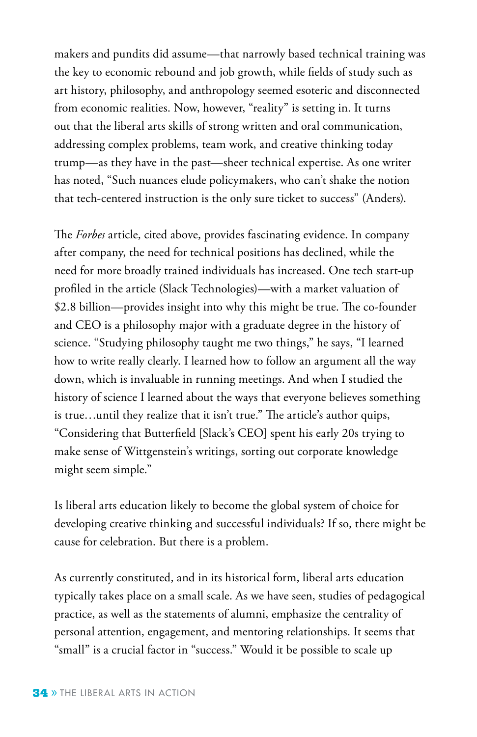makers and pundits did assume—that narrowly based technical training was the key to economic rebound and job growth, while fields of study such as art history, philosophy, and anthropology seemed esoteric and disconnected from economic realities. Now, however, "reality" is setting in. It turns out that the liberal arts skills of strong written and oral communication, addressing complex problems, team work, and creative thinking today trump—as they have in the past—sheer technical expertise. As one writer has noted, "Such nuances elude policymakers, who can't shake the notion that tech-centered instruction is the only sure ticket to success" (Anders).

The *Forbes* article, cited above, provides fascinating evidence. In company after company, the need for technical positions has declined, while the need for more broadly trained individuals has increased. One tech start-up profiled in the article (Slack Technologies)—with a market valuation of $2.8 billion—provides insight into why this might be true. The co-founder and CEO is a philosophy major with a graduate degree in the history of science. "Studying philosophy taught me two things," he says, "I learned how to write really clearly. I learned how to follow an argument all the way down, which is invaluable in running meetings. And when I studied the history of science I learned about the ways that everyone believes something is true…until they realize that it isn't true." The article's author quips, "Considering that Butterfield [Slack's CEO] spent his early 20s trying to make sense of Wittgenstein's writings, sorting out corporate knowledge might seem simple."

Is liberal arts education likely to become the global system of choice for developing creative thinking and successful individuals? If so, there might be cause for celebration. But there is a problem.

As currently constituted, and in its historical form, liberal arts education typically takes place on a small scale. As we have seen, studies of pedagogical practice, as well as the statements of alumni, emphasize the centrality of personal attention, engagement, and mentoring relationships. It seems that "small" is a crucial factor in "success." Would it be possible to scale up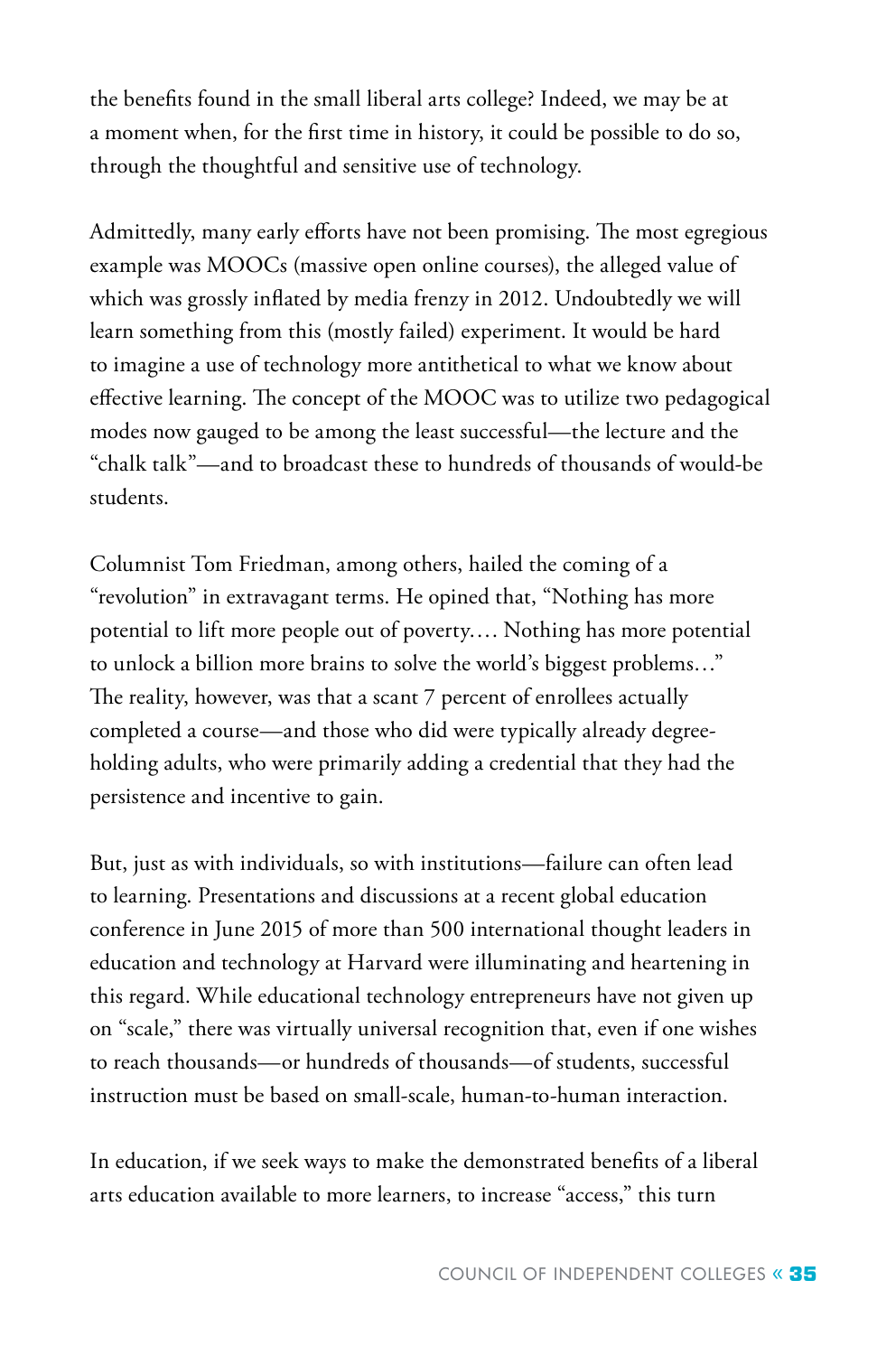the benefits found in the small liberal arts college? Indeed, we may be at a moment when, for the first time in history, it could be possible to do so, through the thoughtful and sensitive use of technology.

Admittedly, many early efforts have not been promising. The most egregious example was MOOCs (massive open online courses), the alleged value of which was grossly inflated by media frenzy in 2012. Undoubtedly we will learn something from this (mostly failed) experiment. It would be hard to imagine a use of technology more antithetical to what we know about effective learning. The concept of the MOOC was to utilize two pedagogical modes now gauged to be among the least successful—the lecture and the "chalk talk"—and to broadcast these to hundreds of thousands of would-be students.

Columnist Tom Friedman, among others, hailed the coming of a "revolution" in extravagant terms. He opined that, "Nothing has more potential to lift more people out of poverty.… Nothing has more potential to unlock a billion more brains to solve the world's biggest problems…" The reality, however, was that a scant 7 percent of enrollees actually completed a course—and those who did were typically already degree-holding adults, who were primarily adding a credential that they had the persistence and incentive to gain.

But, just as with individuals, so with institutions—failure can often lead to learning. Presentations and discussions at a recent global education conference in June 2015 of more than 500 international thought leaders in education and technology at Harvard were illuminating and heartening in this regard. While educational technology entrepreneurs have not given up on "scale," there was virtually universal recognition that, even if one wishes to reach thousands—or hundreds of thousands—of students, successful instruction must be based on small-scale, human-to-human interaction.

In education, if we seek ways to make the demonstrated benefits of a liberal arts education available to more learners, to increase "access," this turn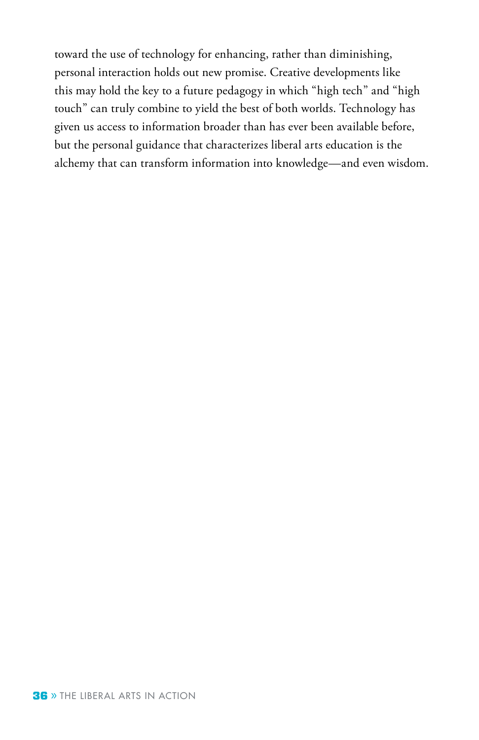toward the use of technology for enhancing, rather than diminishing, personal interaction holds out new promise. Creative developments like this may hold the key to a future pedagogy in which "high tech" and "high touch" can truly combine to yield the best of both worlds. Technology has given us access to information broader than has ever been available before, but the personal guidance that characterizes liberal arts education is the alchemy that can transform information into knowledge—and even wisdom.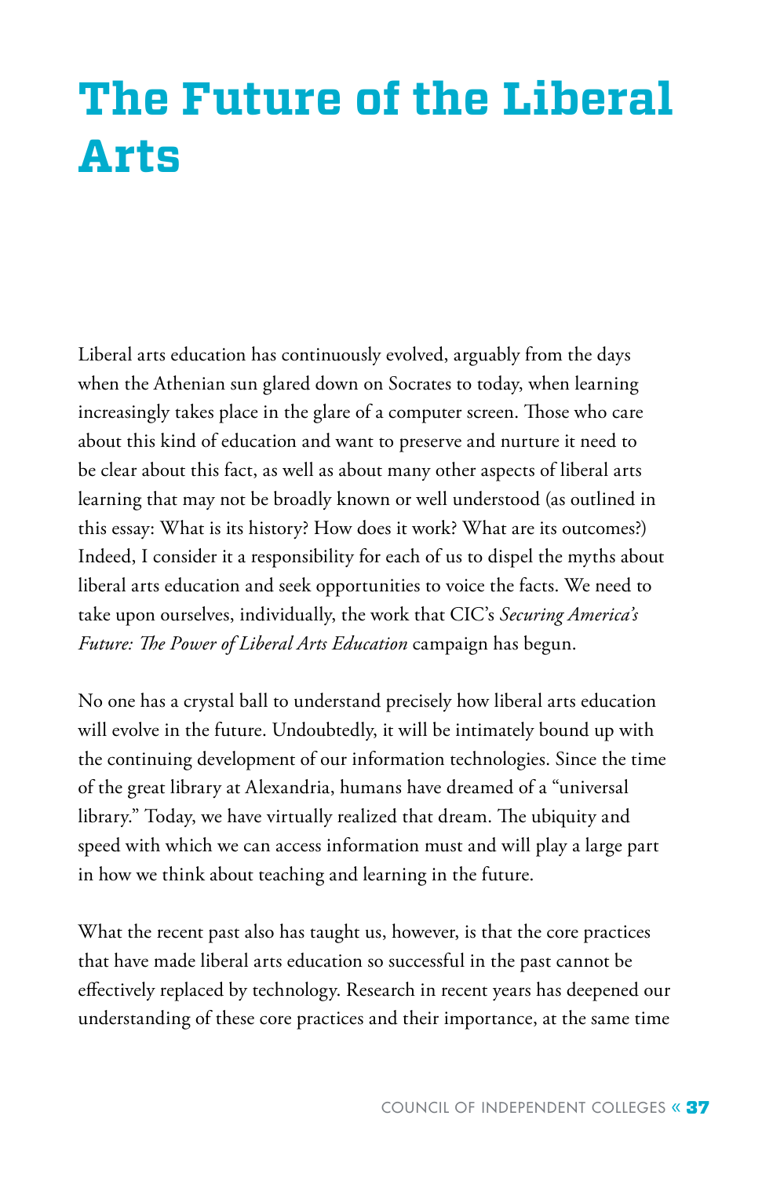# The Future of the Liberal Arts

Liberal arts education has continuously evolved, arguably from the days when the Athenian sun glared down on Socrates to today, when learning increasingly takes place in the glare of a computer screen. Those who care about this kind of education and want to preserve and nurture it need to be clear about this fact, as well as about many other aspects of liberal arts learning that may not be broadly known or well understood (as outlined in this essay: What is its history? How does it work? What are its outcomes?) Indeed, I consider it a responsibility for each of us to dispel the myths about liberal arts education and seek opportunities to voice the facts. We need to take upon ourselves, individually, the work that CIC's *Securing America's Future: The Power of Liberal Arts Education* campaign has begun.

No one has a crystal ball to understand precisely how liberal arts education will evolve in the future. Undoubtedly, it will be intimately bound up with the continuing development of our information technologies. Since the time of the great library at Alexandria, humans have dreamed of a "universal library." Today, we have virtually realized that dream. The ubiquity and speed with which we can access information must and will play a large part in how we think about teaching and learning in the future.

What the recent past also has taught us, however, is that the core practices that have made liberal arts education so successful in the past cannot be effectively replaced by technology. Research in recent years has deepened our understanding of these core practices and their importance, at the same time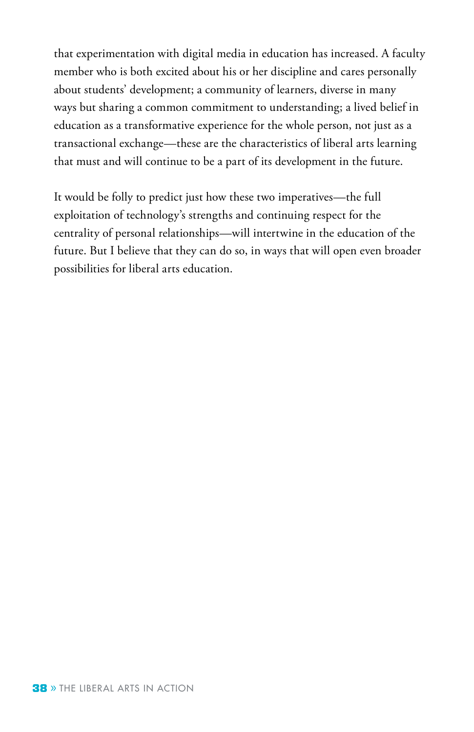that experimentation with digital media in education has increased. A faculty member who is both excited about his or her discipline and cares personally about students' development; a community of learners, diverse in many ways but sharing a common commitment to understanding; a lived belief in education as a transformative experience for the whole person, not just as a transactional exchange—these are the characteristics of liberal arts learning that must and will continue to be a part of its development in the future.

It would be folly to predict just how these two imperatives—the full exploitation of technology's strengths and continuing respect for the centrality of personal relationships—will intertwine in the education of the future. But I believe that they can do so, in ways that will open even broader possibilities for liberal arts education.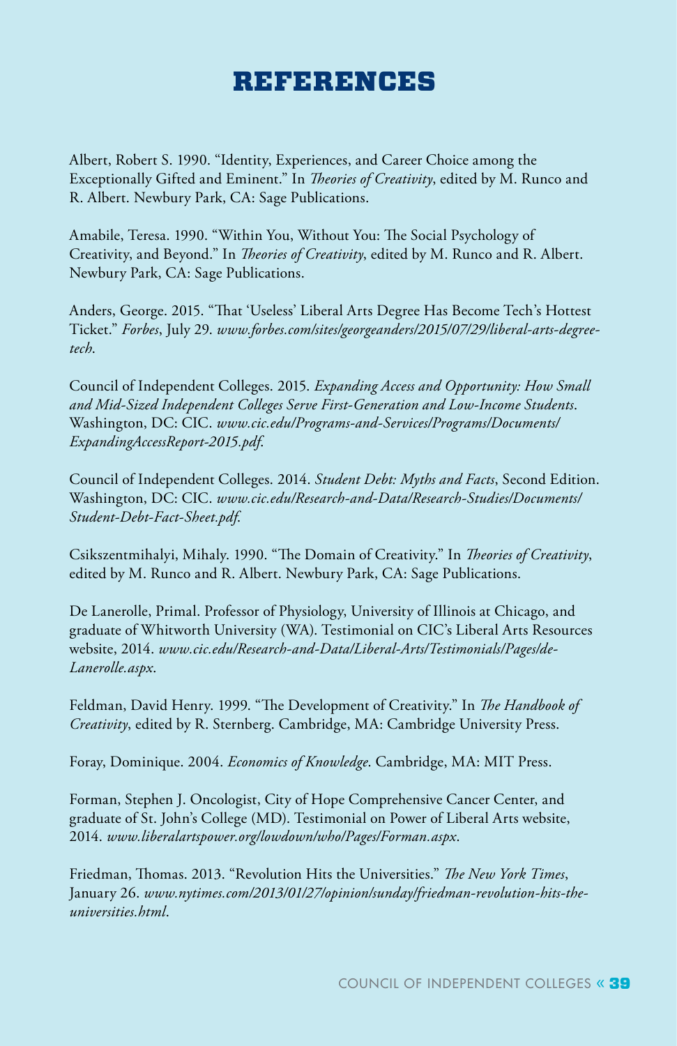# REFERENCES

Albert, Robert S. 1990. "Identity, Experiences, and Career Choice among the Exceptionally Gifted and Eminent." In *Theories of Creativity*, edited by M. Runco and R. Albert. Newbury Park, CA: Sage Publications.

Amabile, Teresa. 1990. "Within You, Without You: The Social Psychology of Creativity, and Beyond." In *Theories of Creativity*, edited by M. Runco and R. Albert. Newbury Park, CA: Sage Publications.

Anders, George. 2015. "That 'Useless' Liberal Arts Degree Has Become Tech's Hottest Ticket." *Forbes*, July 29. *www.forbes.com/sites/georgeanders/2015/07/29/liberal-arts-degree-tech*.

Council of Independent Colleges. 2015. *Expanding Access and Opportunity: How Small and Mid-Sized Independent Colleges Serve First-Generation and Low-Income Students*. Washington, DC: CIC. *www.cic.edu/Programs-and-Services/Programs/Documents/ExpandingAccessReport-2015.pdf*.

Council of Independent Colleges. 2014. *Student Debt: Myths and Facts*, Second Edition. Washington, DC: CIC. *www.cic.edu/Research-and-Data/Research-Studies/Documents/Student-Debt-Fact-Sheet.pdf*.

Csikszentmihalyi, Mihaly. 1990. "The Domain of Creativity." In *Theories of Creativity*, edited by M. Runco and R. Albert. Newbury Park, CA: Sage Publications.

De Lanerolle, Primal. Professor of Physiology, University of Illinois at Chicago, and graduate of Whitworth University (WA). Testimonial on CIC's Liberal Arts Resources website, 2014. *www.cic.edu/Research-and-Data/Liberal-Arts/Testimonials/Pages/de-Lanerolle.aspx*.

Feldman, David Henry. 1999. "The Development of Creativity." In *The Handbook of Creativity*, edited by R. Sternberg. Cambridge, MA: Cambridge University Press.

Foray, Dominique. 2004. *Economics of Knowledge*. Cambridge, MA: MIT Press.

Forman, Stephen J. Oncologist, City of Hope Comprehensive Cancer Center, and graduate of St. John's College (MD). Testimonial on Power of Liberal Arts website, 2014. *www.liberalartspower.org/lowdown/who/Pages/Forman.aspx*.

Friedman, Thomas. 2013. "Revolution Hits the Universities." *The New York Times*, January 26. *www.nytimes.com/2013/01/27/opinion/sunday/friedman-revolution-hits-the-universities.html*.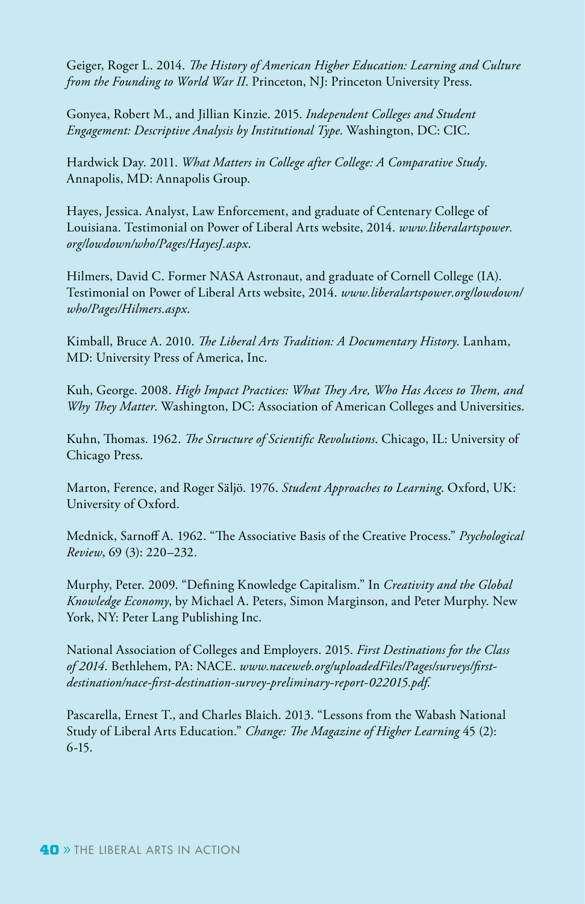Geiger, Roger L. 2014. *The History of American Higher Education: Learning and Culture from the Founding to World War II*. Princeton, NJ: Princeton University Press.

Gonyea, Robert M., and Jillian Kinzie. 2015. *Independent Colleges and Student Engagement: Descriptive Analysis by Institutional Type*. Washington, DC: CIC.

Hardwick Day. 2011. *What Matters in College after College: A Comparative Study*. Annapolis, MD: Annapolis Group.

Hayes, Jessica. Analyst, Law Enforcement, and graduate of Centenary College of Louisiana. Testimonial on Power of Liberal Arts website, 2014. *www.liberalartspower.org/lowdown/who/Pages/HayesJ.aspx*.

Hilmers, David C. Former NASA Astronaut, and graduate of Cornell College (IA). Testimonial on Power of Liberal Arts website, 2014. *www.liberalartspower.org/lowdown/who/Pages/Hilmers.aspx*.

Kimball, Bruce A. 2010. *The Liberal Arts Tradition: A Documentary History*. Lanham, MD: University Press of America, Inc.

Kuh, George. 2008. *High Impact Practices: What They Are, Who Has Access to Them, and Why They Matter*. Washington, DC: Association of American Colleges and Universities.

Kuhn, Thomas. 1962. *The Structure of Scientific Revolutions*. Chicago, IL: University of Chicago Press.

Marton, Ference, and Roger Säljö. 1976. *Student Approaches to Learning*. Oxford, UK: University of Oxford.

Mednick, Sarnoff A. 1962. "The Associative Basis of the Creative Process." *Psychological Review*, 69 (3): 220–232.

Murphy, Peter. 2009. "Defining Knowledge Capitalism." In *Creativity and the Global Knowledge Economy*, by Michael A. Peters, Simon Marginson, and Peter Murphy. New York, NY: Peter Lang Publishing Inc.

National Association of Colleges and Employers. 2015. *First Destinations for the Class of 2014*. Bethlehem, PA: NACE. *www.naceweb.org/uploadedFiles/Pages/surveys/first-destination/nace-first-destination-survey-preliminary-report-022015.pdf*.

Pascarella, Ernest T., and Charles Blaich. 2013. "Lessons from the Wabash National Study of Liberal Arts Education." *Change: The Magazine of Higher Learning* 45 (2): 6-15.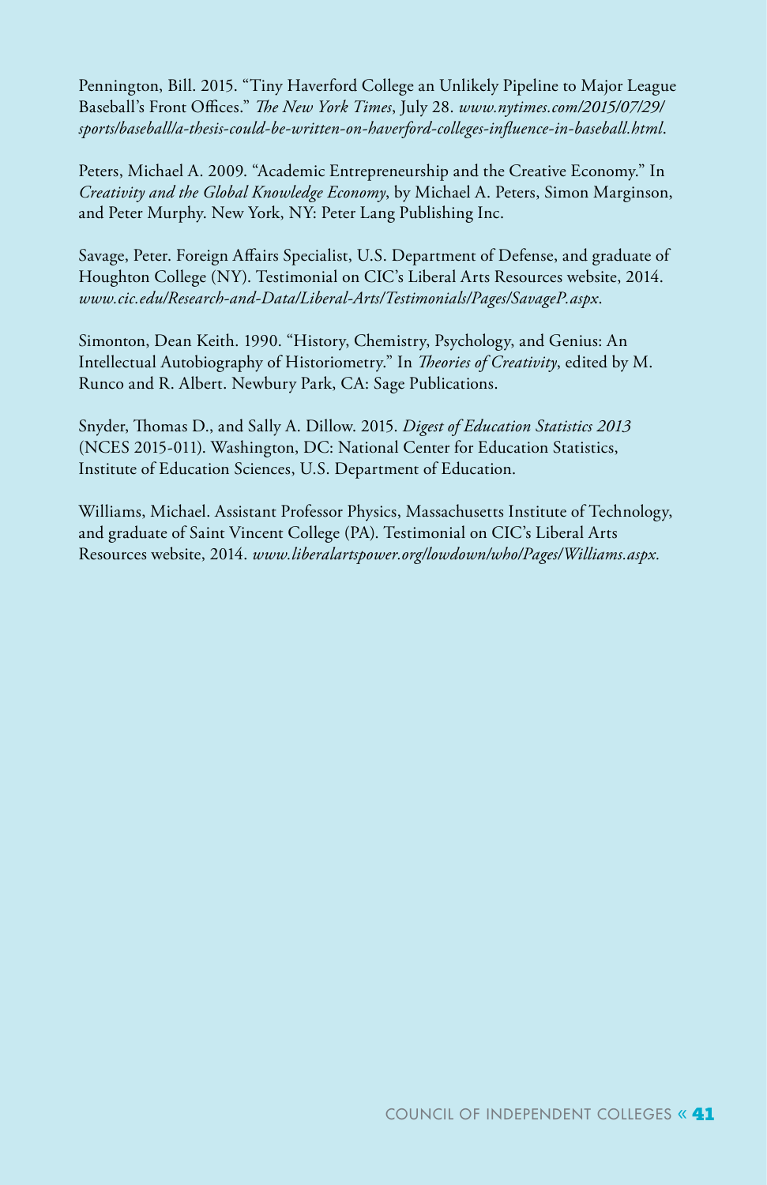Pennington, Bill. 2015. "Tiny Haverford College an Unlikely Pipeline to Major League Baseball's Front Offices." *The New York Times*, July 28. *www.nytimes.com/2015/07/29/sports/baseball/a-thesis-could-be-written-on-haverford-colleges-influence-in-baseball.html*.

Peters, Michael A. 2009. "Academic Entrepreneurship and the Creative Economy." In *Creativity and the Global Knowledge Economy*, by Michael A. Peters, Simon Marginson, and Peter Murphy. New York, NY: Peter Lang Publishing Inc.

Savage, Peter. Foreign Affairs Specialist, U.S. Department of Defense, and graduate of Houghton College (NY). Testimonial on CIC's Liberal Arts Resources website, 2014. *www.cic.edu/Research-and-Data/Liberal-Arts/Testimonials/Pages/SavageP.aspx*.

Simonton, Dean Keith. 1990. "History, Chemistry, Psychology, and Genius: An Intellectual Autobiography of Historiometry." In *Theories of Creativity*, edited by M. Runco and R. Albert. Newbury Park, CA: Sage Publications.

Snyder, Thomas D., and Sally A. Dillow. 2015. *Digest of Education Statistics 2013* (NCES 2015-011). Washington, DC: National Center for Education Statistics, Institute of Education Sciences, U.S. Department of Education.

Williams, Michael. Assistant Professor Physics, Massachusetts Institute of Technology, and graduate of Saint Vincent College (PA). Testimonial on CIC's Liberal Arts Resources website, 2014. *www.liberalartspower.org/lowdown/who/Pages/Williams.aspx.*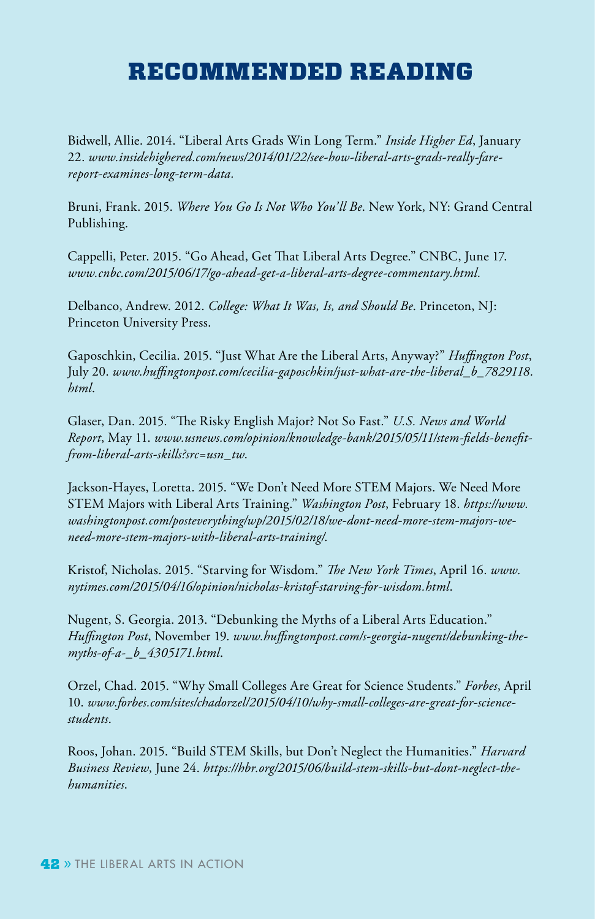# RECOMMENDED READING

Bidwell, Allie. 2014. "Liberal Arts Grads Win Long Term." *Inside Higher Ed*, January 22. *www.insidehighered.com/news/2014/01/22/see-how-liberal-arts-grads-really-fare-report-examines-long-term-data.*

Bruni, Frank. 2015. *Where You Go Is Not Who You'll Be*. New York, NY: Grand Central Publishing.

Cappelli, Peter. 2015. "Go Ahead, Get That Liberal Arts Degree." CNBC, June 17. *www.cnbc.com/2015/06/17/go-ahead-get-a-liberal-arts-degree-commentary.html.*

Delbanco, Andrew. 2012. *College: What It Was, Is, and Should Be*. Princeton, NJ: Princeton University Press.

Gaposchkin, Cecilia. 2015. "Just What Are the Liberal Arts, Anyway?" *Huffington Post*, July 20. *www.huffingtonpost.com/cecilia-gaposchkin/just-what-are-the-liberal_b_7829118.html*.

Glaser, Dan. 2015. "The Risky English Major? Not So Fast." *U.S. News and World Report*, May 11. *www.usnews.com/opinion/knowledge-bank/2015/05/11/stem-fields-benefit-from-liberal-arts-skills?src=usn_tw*.

Jackson-Hayes, Loretta. 2015. "We Don't Need More STEM Majors. We Need More STEM Majors with Liberal Arts Training." *Washington Post*, February 18. *https://www.washingtonpost.com/posteverything/wp/2015/02/18/we-dont-need-more-stem-majors-we-need-more-stem-majors-with-liberal-arts-training/*.

Kristof, Nicholas. 2015. "Starving for Wisdom." *The New York Times*, April 16. *www.nytimes.com/2015/04/16/opinion/nicholas-kristof-starving-for-wisdom.html*.

Nugent, S. Georgia. 2013. "Debunking the Myths of a Liberal Arts Education." *Huffington Post*, November 19. *www.huffingtonpost.com/s-georgia-nugent/debunking-the-myths-of-a-_b_4305171.html*.

Orzel, Chad. 2015. "Why Small Colleges Are Great for Science Students." *Forbes*, April 10. *www.forbes.com/sites/chadorzel/2015/04/10/why-small-colleges-are-great-for-science-students*.

Roos, Johan. 2015. "Build STEM Skills, but Don't Neglect the Humanities." *Harvard Business Review*, June 24. *https://hbr.org/2015/06/build-stem-skills-but-dont-neglect-the-humanities*.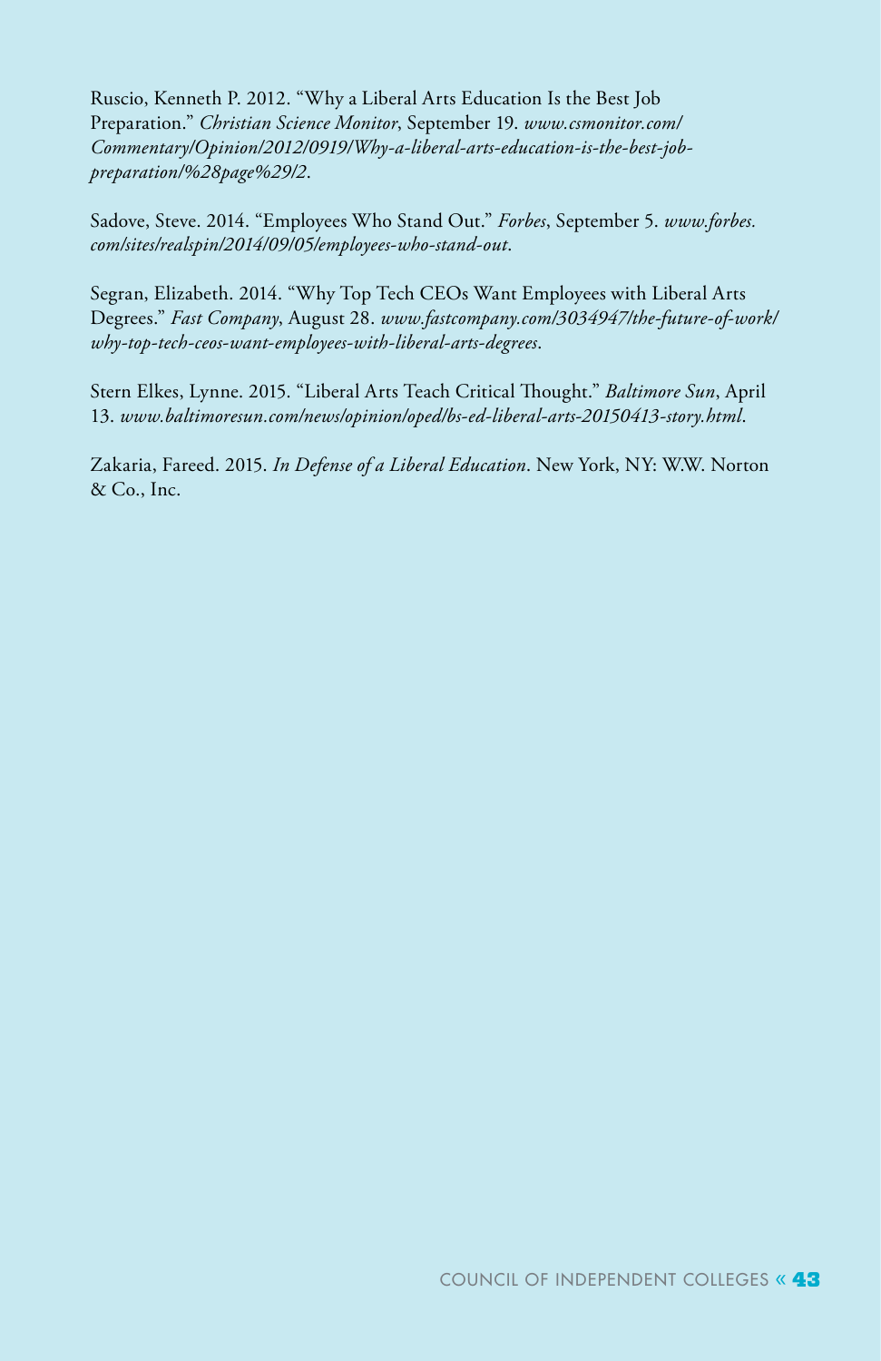Ruscio, Kenneth P. 2012. "Why a Liberal Arts Education Is the Best Job Preparation." *Christian Science Monitor*, September 19. *www.csmonitor.com/Commentary/Opinion/2012/0919/Why-a-liberal-arts-education-is-the-best-job-preparation/%28page%29/2*.

Sadove, Steve. 2014. "Employees Who Stand Out." *Forbes*, September 5. *www.forbes.com/sites/realspin/2014/09/05/employees-who-stand-out*.

Segran, Elizabeth. 2014. "Why Top Tech CEOs Want Employees with Liberal Arts Degrees." *Fast Company*, August 28. *www.fastcompany.com/3034947/the-future-of-work/why-top-tech-ceos-want-employees-with-liberal-arts-degrees*.

Stern Elkes, Lynne. 2015. "Liberal Arts Teach Critical Thought." *Baltimore Sun*, April 13. *www.baltimoresun.com/news/opinion/oped/bs-ed-liberal-arts-20150413-story.html*.

Zakaria, Fareed. 2015. *In Defense of a Liberal Education*. New York, NY: W.W. Norton & Co., Inc.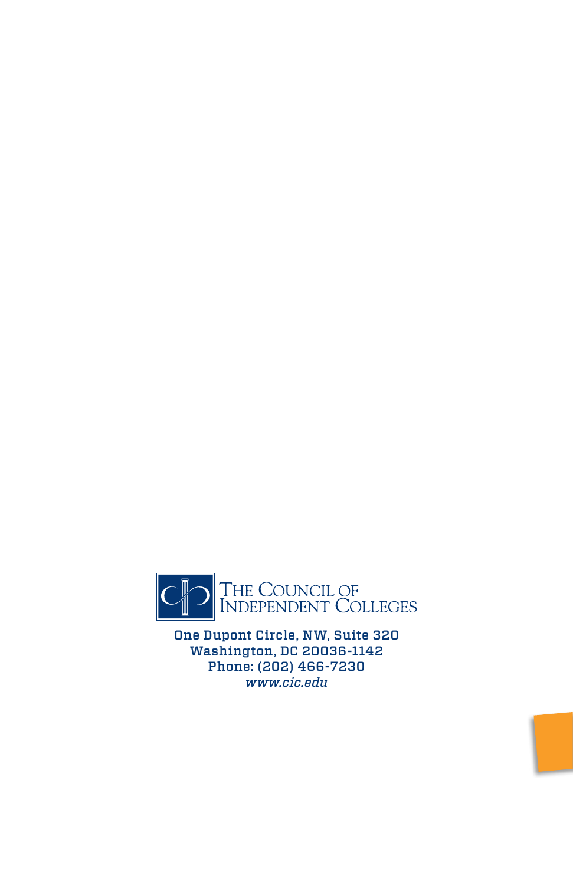The Council of Independent Colleges

One Dupont Circle, NW, Suite 320
Washington, DC 20036-1142
Phone: (202) 466-7230
*www.cic.edu*